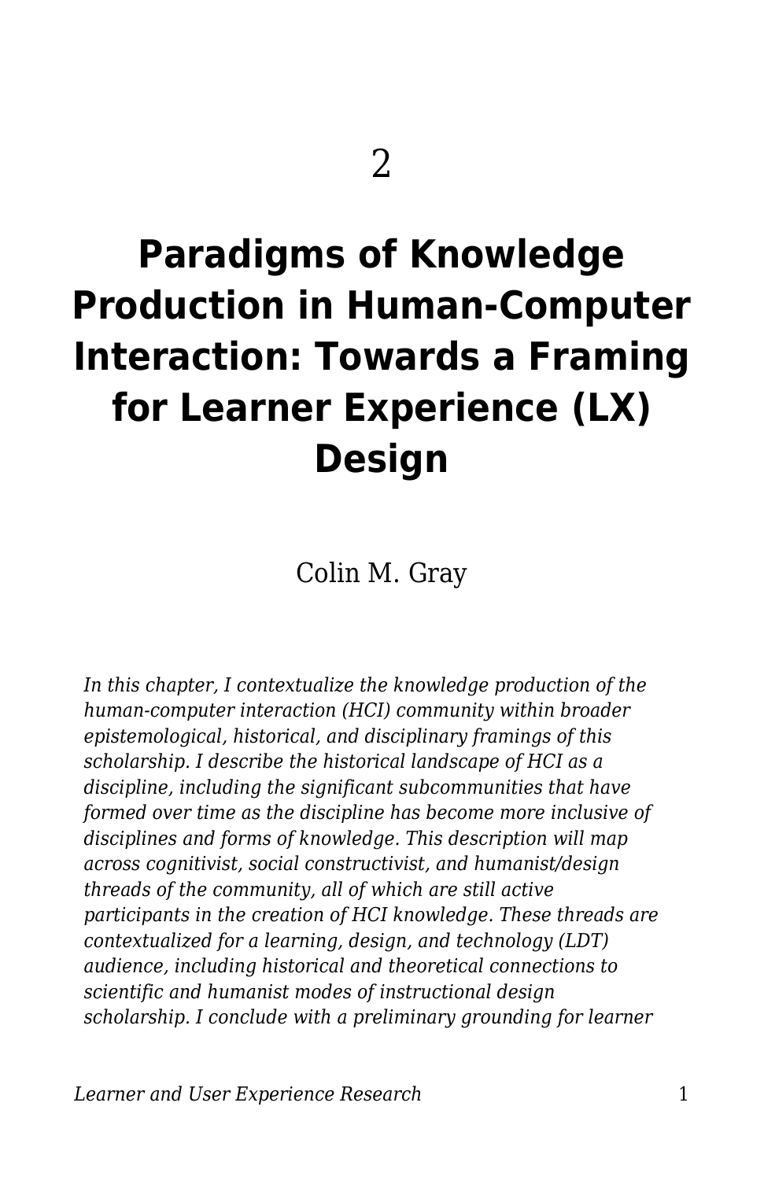# 2

# Paradigms of Knowledge Production in Human-Computer Interaction: Towards a Framing for Learner Experience (LX) Design

Colin M. Gray

*In this chapter, I contextualize the knowledge production of the human-computer interaction (HCI) community within broader epistemological, historical, and disciplinary framings of this scholarship. I describe the historical landscape of HCI as a discipline, including the significant subcommunities that have formed over time as the discipline has become more inclusive of disciplines and forms of knowledge. This description will map across cognitivist, social constructivist, and humanist/design threads of the community, all of which are still active participants in the creation of HCI knowledge. These threads are contextualized for a learning, design, and technology (LDT) audience, including historical and theoretical connections to scientific and humanist modes of instructional design scholarship. I conclude with a preliminary grounding for learner*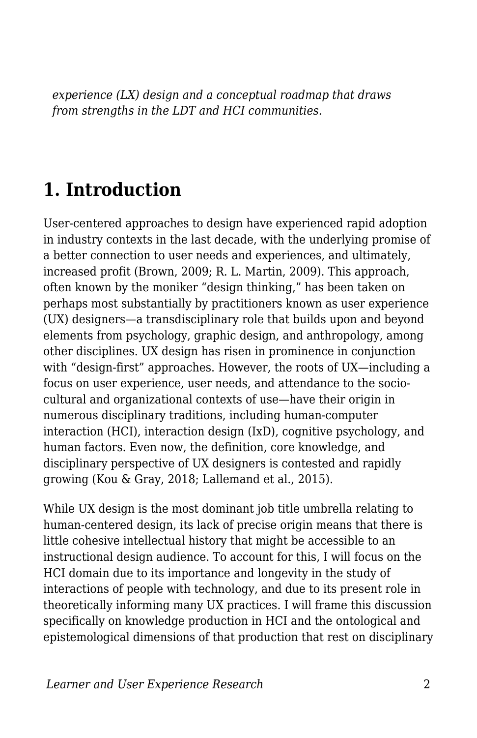*experience (LX) design and a conceptual roadmap that draws from strengths in the LDT and HCI communities.*

## 1. Introduction

User-centered approaches to design have experienced rapid adoption in industry contexts in the last decade, with the underlying promise of a better connection to user needs and experiences, and ultimately, increased profit (Brown, 2009; R. L. Martin, 2009). This approach, often known by the moniker "design thinking," has been taken on perhaps most substantially by practitioners known as user experience (UX) designers—a transdisciplinary role that builds upon and beyond elements from psychology, graphic design, and anthropology, among other disciplines. UX design has risen in prominence in conjunction with "design-first" approaches. However, the roots of UX—including a focus on user experience, user needs, and attendance to the socio-cultural and organizational contexts of use—have their origin in numerous disciplinary traditions, including human-computer interaction (HCI), interaction design (IxD), cognitive psychology, and human factors. Even now, the definition, core knowledge, and disciplinary perspective of UX designers is contested and rapidly growing (Kou & Gray, 2018; Lallemand et al., 2015).

While UX design is the most dominant job title umbrella relating to human-centered design, its lack of precise origin means that there is little cohesive intellectual history that might be accessible to an instructional design audience. To account for this, I will focus on the HCI domain due to its importance and longevity in the study of interactions of people with technology, and due to its present role in theoretically informing many UX practices. I will frame this discussion specifically on knowledge production in HCI and the ontological and epistemological dimensions of that production that rest on disciplinary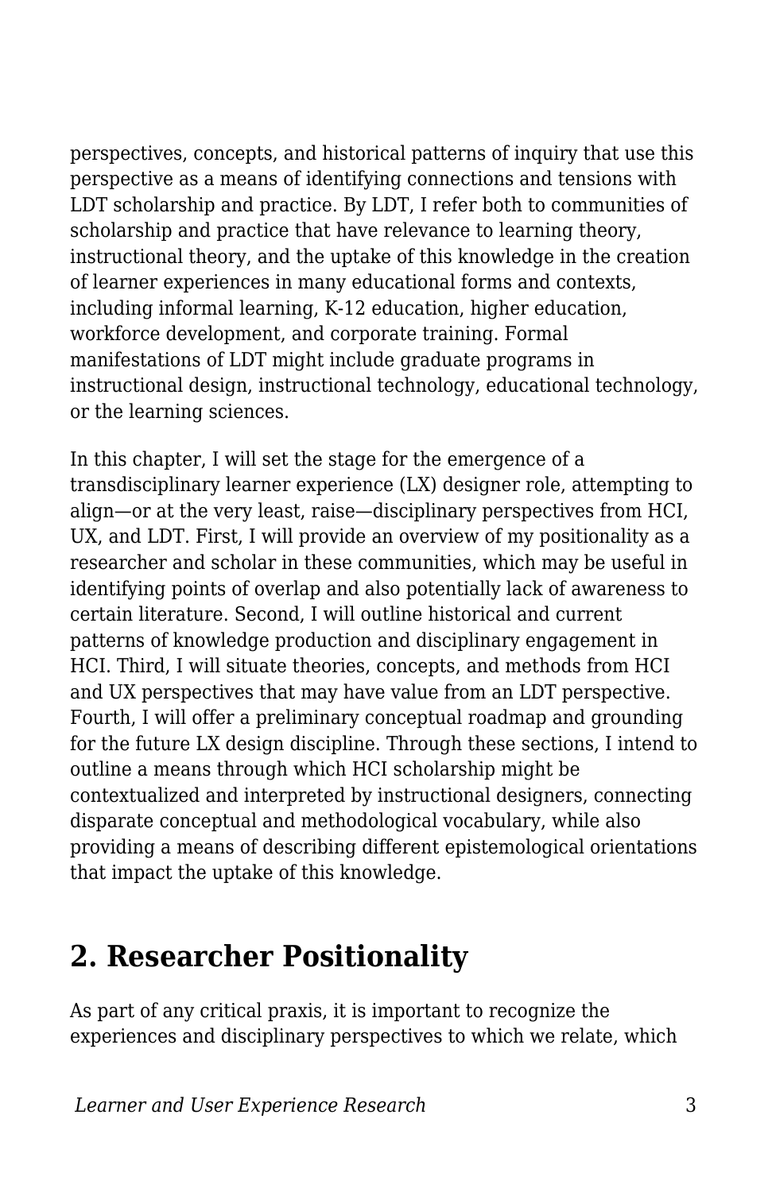perspectives, concepts, and historical patterns of inquiry that use this perspective as a means of identifying connections and tensions with LDT scholarship and practice. By LDT, I refer both to communities of scholarship and practice that have relevance to learning theory, instructional theory, and the uptake of this knowledge in the creation of learner experiences in many educational forms and contexts, including informal learning, K-12 education, higher education, workforce development, and corporate training. Formal manifestations of LDT might include graduate programs in instructional design, instructional technology, educational technology, or the learning sciences.

In this chapter, I will set the stage for the emergence of a transdisciplinary learner experience (LX) designer role, attempting to align—or at the very least, raise—disciplinary perspectives from HCI, UX, and LDT. First, I will provide an overview of my positionality as a researcher and scholar in these communities, which may be useful in identifying points of overlap and also potentially lack of awareness to certain literature. Second, I will outline historical and current patterns of knowledge production and disciplinary engagement in HCI. Third, I will situate theories, concepts, and methods from HCI and UX perspectives that may have value from an LDT perspective. Fourth, I will offer a preliminary conceptual roadmap and grounding for the future LX design discipline. Through these sections, I intend to outline a means through which HCI scholarship might be contextualized and interpreted by instructional designers, connecting disparate conceptual and methodological vocabulary, while also providing a means of describing different epistemological orientations that impact the uptake of this knowledge.

## 2. Researcher Positionality

As part of any critical praxis, it is important to recognize the experiences and disciplinary perspectives to which we relate, which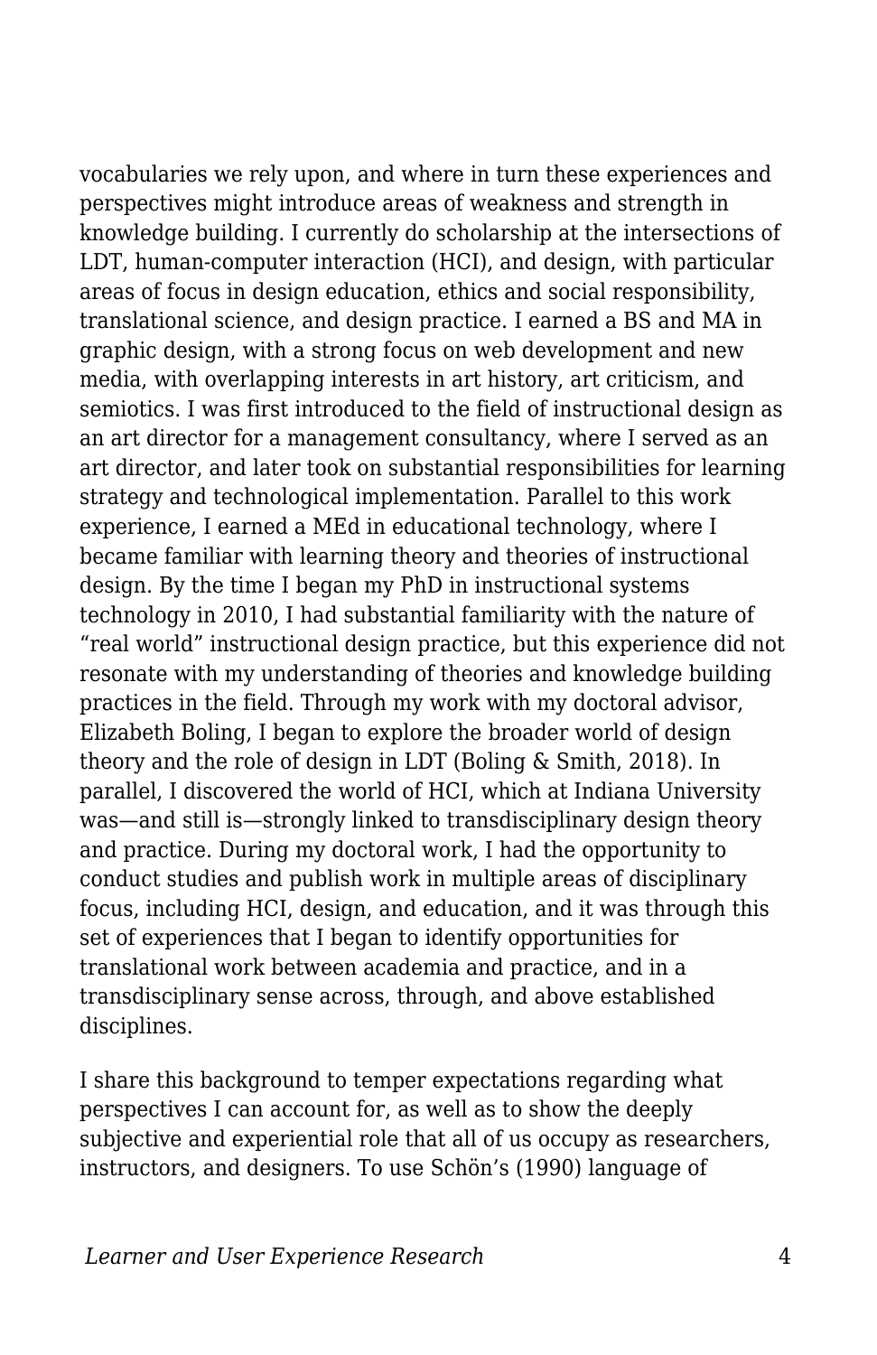vocabularies we rely upon, and where in turn these experiences and perspectives might introduce areas of weakness and strength in knowledge building. I currently do scholarship at the intersections of LDT, human-computer interaction (HCI), and design, with particular areas of focus in design education, ethics and social responsibility, translational science, and design practice. I earned a BS and MA in graphic design, with a strong focus on web development and new media, with overlapping interests in art history, art criticism, and semiotics. I was first introduced to the field of instructional design as an art director for a management consultancy, where I served as an art director, and later took on substantial responsibilities for learning strategy and technological implementation. Parallel to this work experience, I earned a MEd in educational technology, where I became familiar with learning theory and theories of instructional design. By the time I began my PhD in instructional systems technology in 2010, I had substantial familiarity with the nature of "real world" instructional design practice, but this experience did not resonate with my understanding of theories and knowledge building practices in the field. Through my work with my doctoral advisor, Elizabeth Boling, I began to explore the broader world of design theory and the role of design in LDT (Boling & Smith, 2018). In parallel, I discovered the world of HCI, which at Indiana University was—and still is—strongly linked to transdisciplinary design theory and practice. During my doctoral work, I had the opportunity to conduct studies and publish work in multiple areas of disciplinary focus, including HCI, design, and education, and it was through this set of experiences that I began to identify opportunities for translational work between academia and practice, and in a transdisciplinary sense across, through, and above established disciplines.

I share this background to temper expectations regarding what perspectives I can account for, as well as to show the deeply subjective and experiential role that all of us occupy as researchers, instructors, and designers. To use Schön's (1990) language of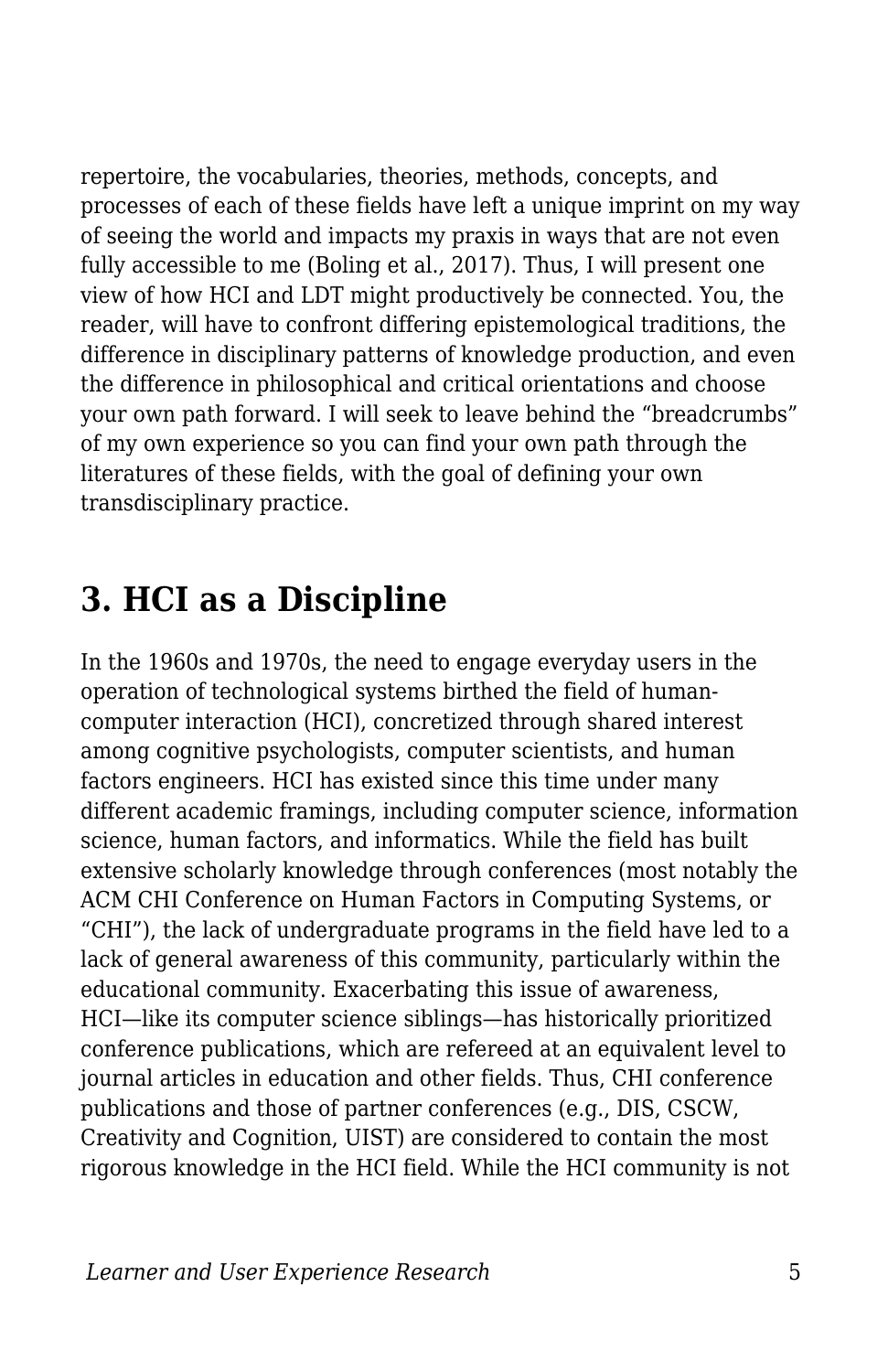repertoire, the vocabularies, theories, methods, concepts, and processes of each of these fields have left a unique imprint on my way of seeing the world and impacts my praxis in ways that are not even fully accessible to me (Boling et al., 2017). Thus, I will present one view of how HCI and LDT might productively be connected. You, the reader, will have to confront differing epistemological traditions, the difference in disciplinary patterns of knowledge production, and even the difference in philosophical and critical orientations and choose your own path forward. I will seek to leave behind the "breadcrumbs" of my own experience so you can find your own path through the literatures of these fields, with the goal of defining your own transdisciplinary practice.

## 3. HCI as a Discipline

In the 1960s and 1970s, the need to engage everyday users in the operation of technological systems birthed the field of human-computer interaction (HCI), concretized through shared interest among cognitive psychologists, computer scientists, and human factors engineers. HCI has existed since this time under many different academic framings, including computer science, information science, human factors, and informatics. While the field has built extensive scholarly knowledge through conferences (most notably the ACM CHI Conference on Human Factors in Computing Systems, or "CHI"), the lack of undergraduate programs in the field have led to a lack of general awareness of this community, particularly within the educational community. Exacerbating this issue of awareness, HCI—like its computer science siblings—has historically prioritized conference publications, which are refereed at an equivalent level to journal articles in education and other fields. Thus, CHI conference publications and those of partner conferences (e.g., DIS, CSCW, Creativity and Cognition, UIST) are considered to contain the most rigorous knowledge in the HCI field. While the HCI community is not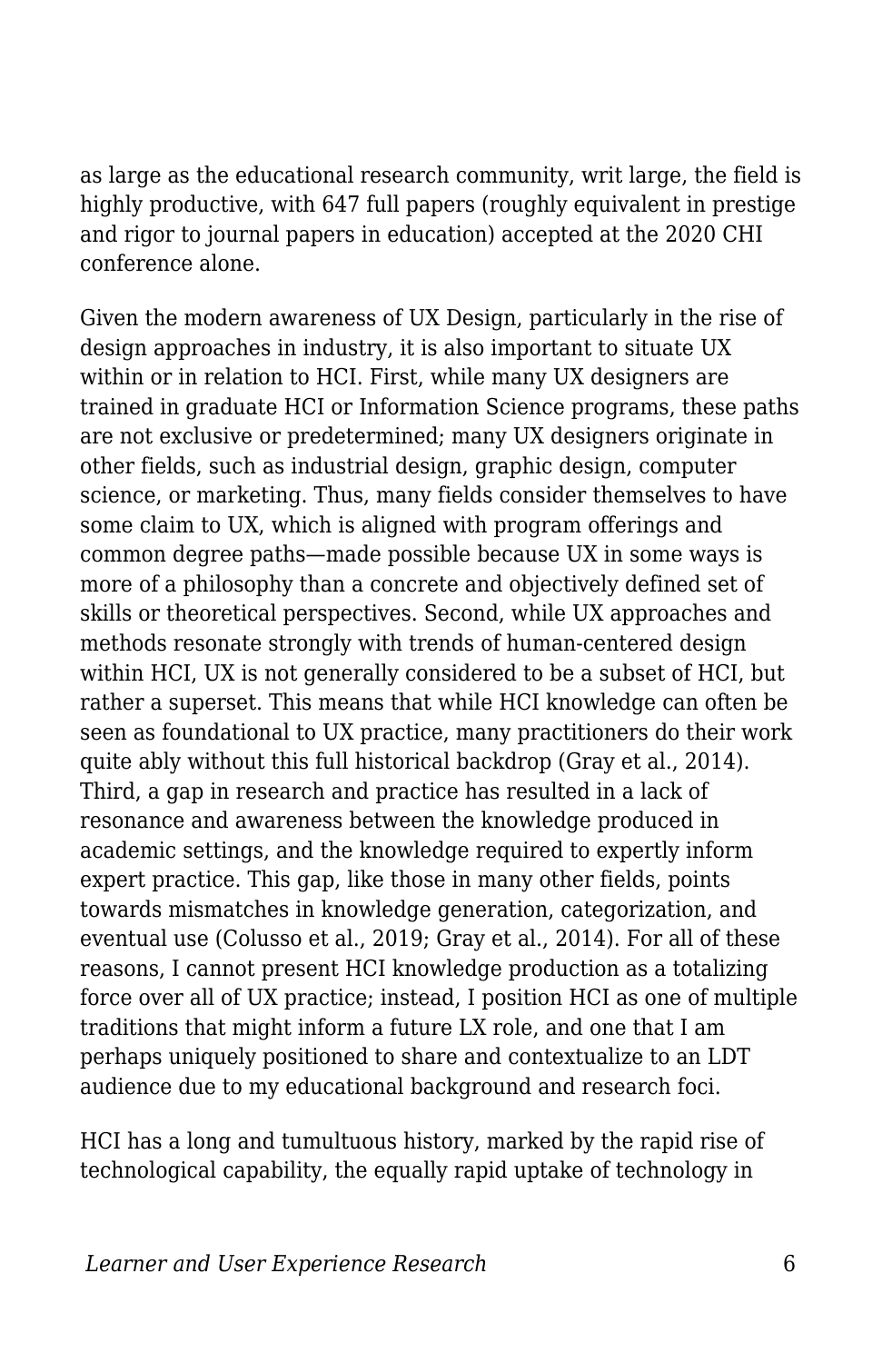as large as the educational research community, writ large, the field is highly productive, with 647 full papers (roughly equivalent in prestige and rigor to journal papers in education) accepted at the 2020 CHI conference alone.

Given the modern awareness of UX Design, particularly in the rise of design approaches in industry, it is also important to situate UX within or in relation to HCI. First, while many UX designers are trained in graduate HCI or Information Science programs, these paths are not exclusive or predetermined; many UX designers originate in other fields, such as industrial design, graphic design, computer science, or marketing. Thus, many fields consider themselves to have some claim to UX, which is aligned with program offerings and common degree paths—made possible because UX in some ways is more of a philosophy than a concrete and objectively defined set of skills or theoretical perspectives. Second, while UX approaches and methods resonate strongly with trends of human-centered design within HCI, UX is not generally considered to be a subset of HCI, but rather a superset. This means that while HCI knowledge can often be seen as foundational to UX practice, many practitioners do their work quite ably without this full historical backdrop (Gray et al., 2014). Third, a gap in research and practice has resulted in a lack of resonance and awareness between the knowledge produced in academic settings, and the knowledge required to expertly inform expert practice. This gap, like those in many other fields, points towards mismatches in knowledge generation, categorization, and eventual use (Colusso et al., 2019; Gray et al., 2014). For all of these reasons, I cannot present HCI knowledge production as a totalizing force over all of UX practice; instead, I position HCI as one of multiple traditions that might inform a future LX role, and one that I am perhaps uniquely positioned to share and contextualize to an LDT audience due to my educational background and research foci.

HCI has a long and tumultuous history, marked by the rapid rise of technological capability, the equally rapid uptake of technology in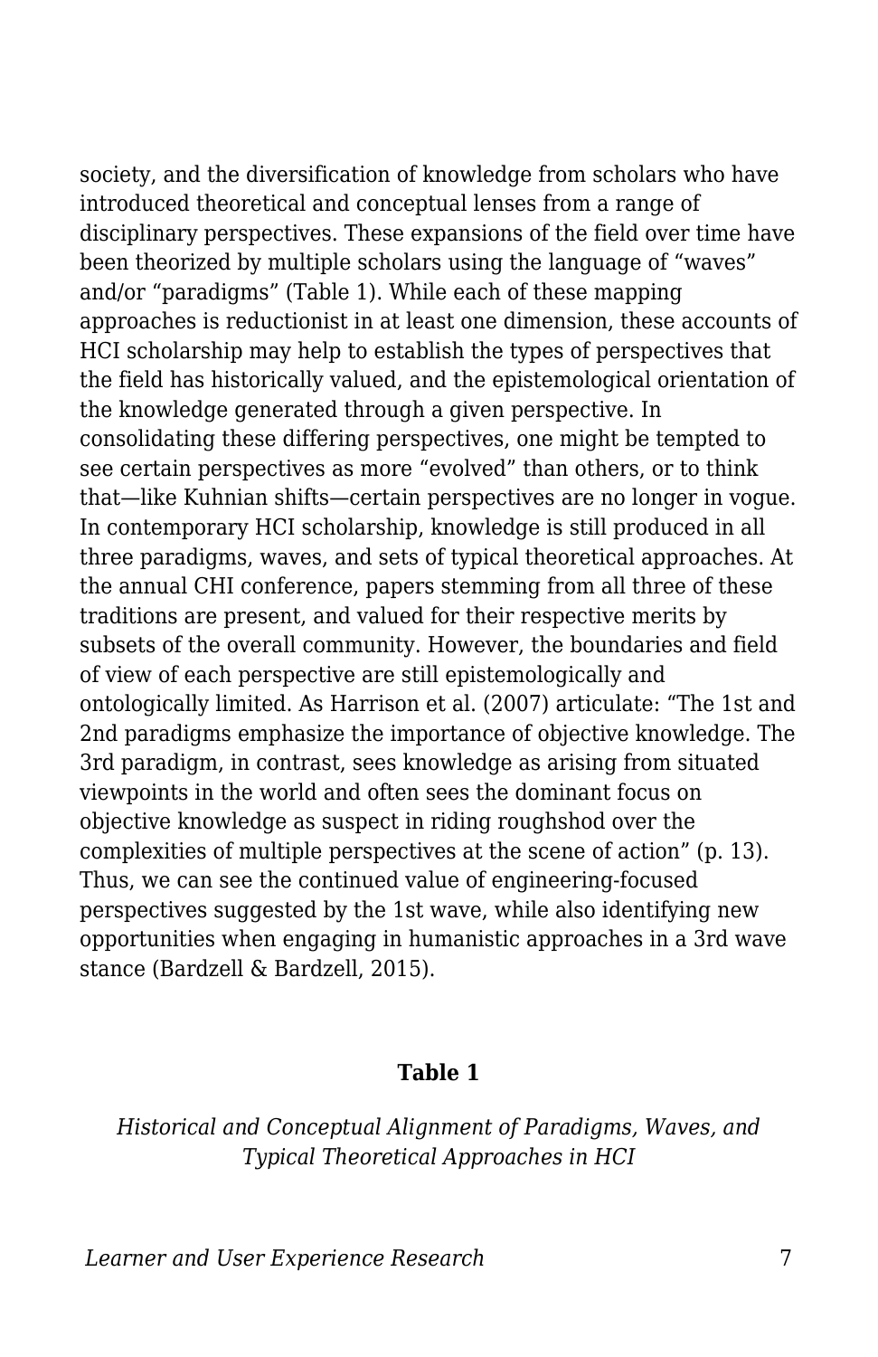society, and the diversification of knowledge from scholars who have introduced theoretical and conceptual lenses from a range of disciplinary perspectives. These expansions of the field over time have been theorized by multiple scholars using the language of “waves” and/or “paradigms” (Table 1). While each of these mapping approaches is reductionist in at least one dimension, these accounts of HCI scholarship may help to establish the types of perspectives that the field has historically valued, and the epistemological orientation of the knowledge generated through a given perspective. In consolidating these differing perspectives, one might be tempted to see certain perspectives as more “evolved” than others, or to think that—like Kuhnian shifts—certain perspectives are no longer in vogue. In contemporary HCI scholarship, knowledge is still produced in all three paradigms, waves, and sets of typical theoretical approaches. At the annual CHI conference, papers stemming from all three of these traditions are present, and valued for their respective merits by subsets of the overall community. However, the boundaries and field of view of each perspective are still epistemologically and ontologically limited. As Harrison et al. (2007) articulate: “The 1st and 2nd paradigms emphasize the importance of objective knowledge. The 3rd paradigm, in contrast, sees knowledge as arising from situated viewpoints in the world and often sees the dominant focus on objective knowledge as suspect in riding roughshod over the complexities of multiple perspectives at the scene of action” (p. 13). Thus, we can see the continued value of engineering-focused perspectives suggested by the 1st wave, while also identifying new opportunities when engaging in humanistic approaches in a 3rd wave stance (Bardzell & Bardzell, 2015).

**Table 1**

*Historical and Conceptual Alignment of Paradigms, Waves, and Typical Theoretical Approaches in HCI*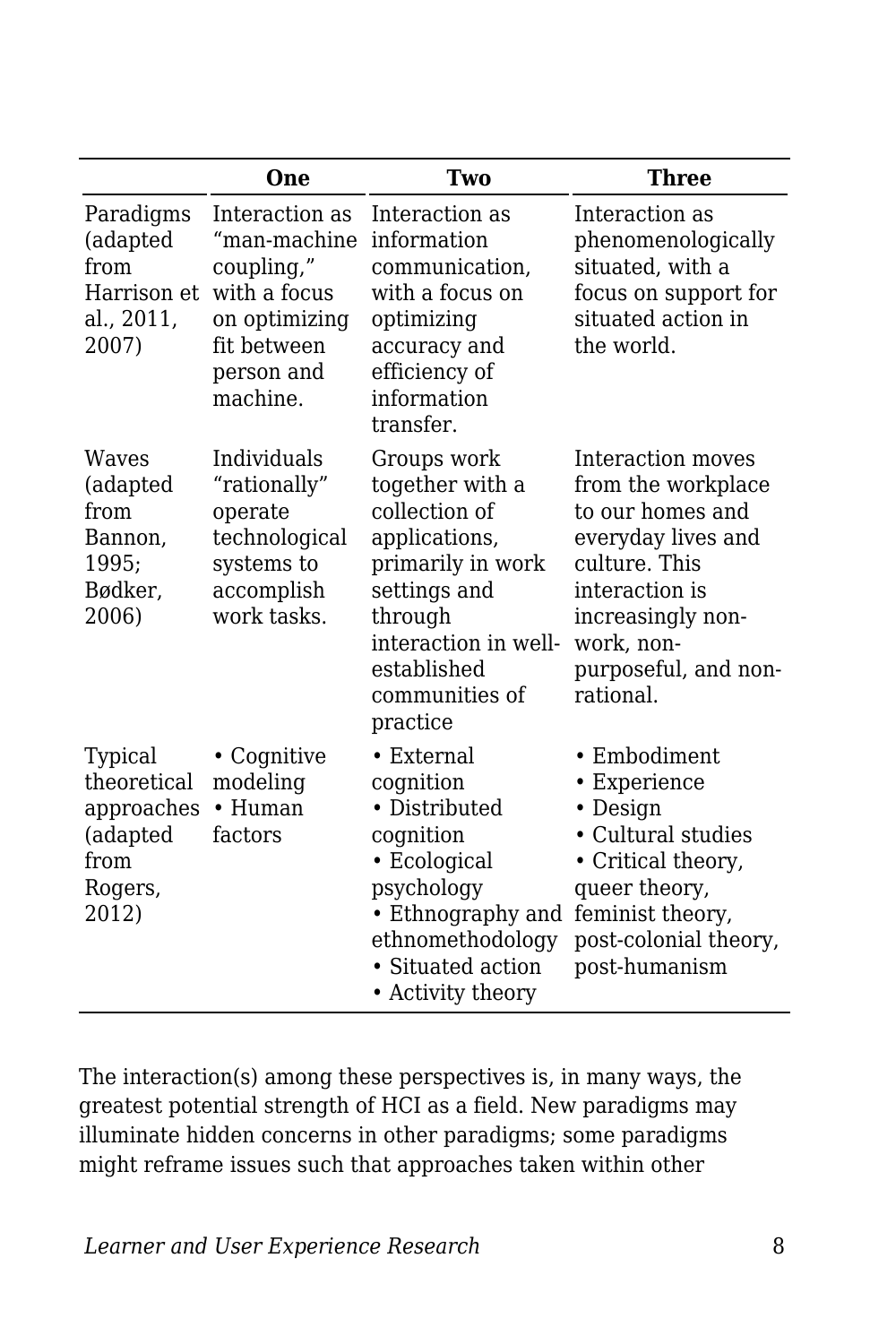| | One | Two | Three |
|---|---|---|---|
| Paradigms (adapted from Harrison et al., 2011, 2007) | Interaction as "man-machine coupling," with a focus on optimizing fit between person and machine. | Interaction as information communication, with a focus on optimizing accuracy and efficiency of information transfer. | Interaction as phenomenologically situated, with a focus on support for situated action in the world. |
| Waves (adapted from Bannon, 1995; Bødker, 2006) | Individuals "rationally" operate technological systems to accomplish work tasks. | Groups work together with a collection of applications, primarily in work settings and through interaction in well-established communities of practice | Interaction moves from the workplace to our homes and everyday lives and culture. This interaction is increasingly non-work, non-purposeful, and non-rational. |
| Typical theoretical approaches (adapted from Rogers, 2012) | • Cognitive modeling<br>• Human factors | • External cognition<br>• Distributed cognition<br>• Ecological psychology<br>• Ethnography and ethnomethodology<br>• Situated action<br>• Activity theory | • Embodiment<br>• Experience<br>• Design<br>• Cultural studies<br>• Critical theory, queer theory, feminist theory, post-colonial theory, post-humanism |

The interaction(s) among these perspectives is, in many ways, the greatest potential strength of HCI as a field. New paradigms may illuminate hidden concerns in other paradigms; some paradigms might reframe issues such that approaches taken within other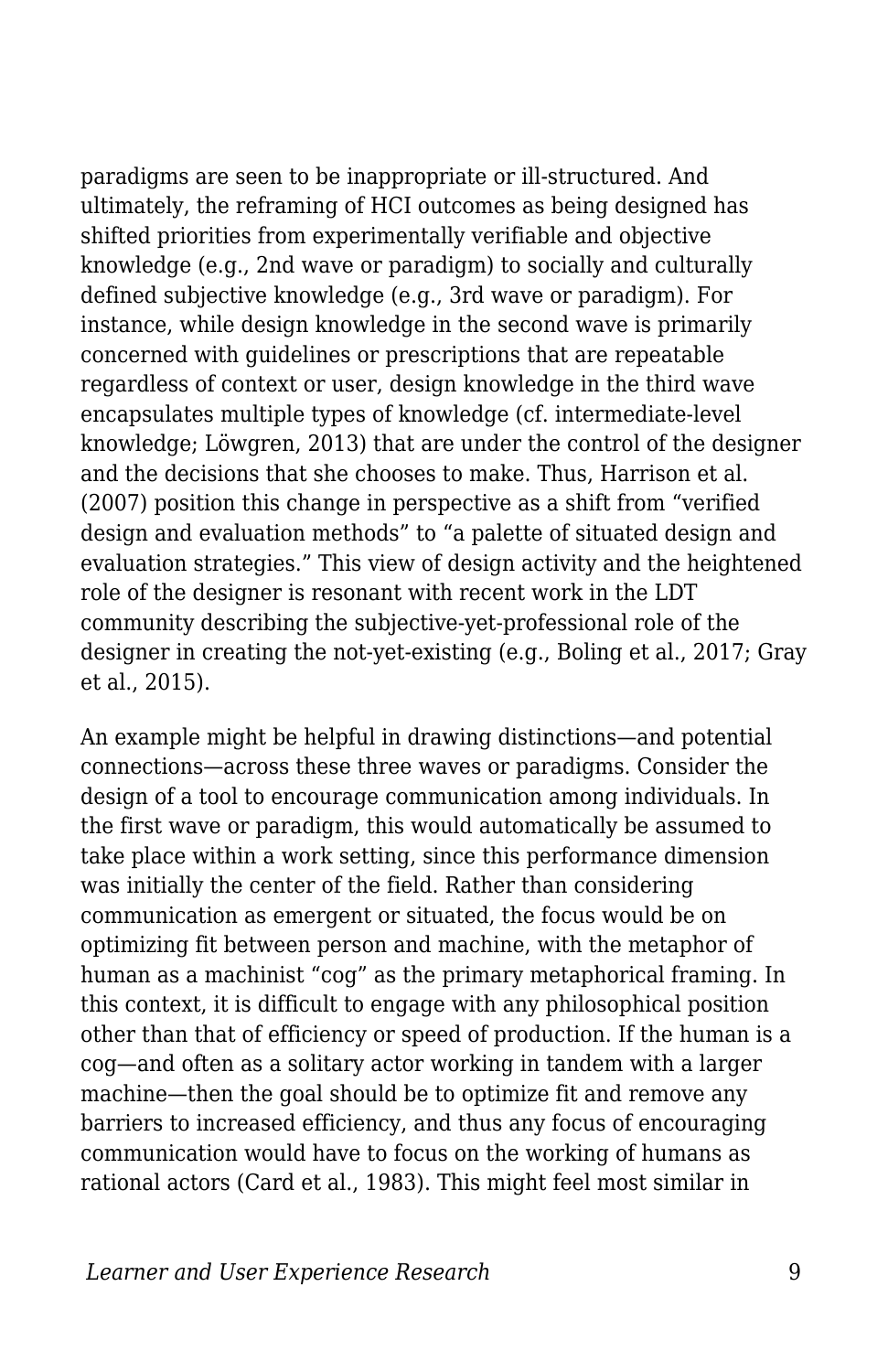paradigms are seen to be inappropriate or ill-structured. And ultimately, the reframing of HCI outcomes as being designed has shifted priorities from experimentally verifiable and objective knowledge (e.g., 2nd wave or paradigm) to socially and culturally defined subjective knowledge (e.g., 3rd wave or paradigm). For instance, while design knowledge in the second wave is primarily concerned with guidelines or prescriptions that are repeatable regardless of context or user, design knowledge in the third wave encapsulates multiple types of knowledge (cf. intermediate-level knowledge; Löwgren, 2013) that are under the control of the designer and the decisions that she chooses to make. Thus, Harrison et al. (2007) position this change in perspective as a shift from "verified design and evaluation methods" to "a palette of situated design and evaluation strategies." This view of design activity and the heightened role of the designer is resonant with recent work in the LDT community describing the subjective-yet-professional role of the designer in creating the not-yet-existing (e.g., Boling et al., 2017; Gray et al., 2015).

An example might be helpful in drawing distinctions—and potential connections—across these three waves or paradigms. Consider the design of a tool to encourage communication among individuals. In the first wave or paradigm, this would automatically be assumed to take place within a work setting, since this performance dimension was initially the center of the field. Rather than considering communication as emergent or situated, the focus would be on optimizing fit between person and machine, with the metaphor of human as a machinist "cog" as the primary metaphorical framing. In this context, it is difficult to engage with any philosophical position other than that of efficiency or speed of production. If the human is a cog—and often as a solitary actor working in tandem with a larger machine—then the goal should be to optimize fit and remove any barriers to increased efficiency, and thus any focus of encouraging communication would have to focus on the working of humans as rational actors (Card et al., 1983). This might feel most similar in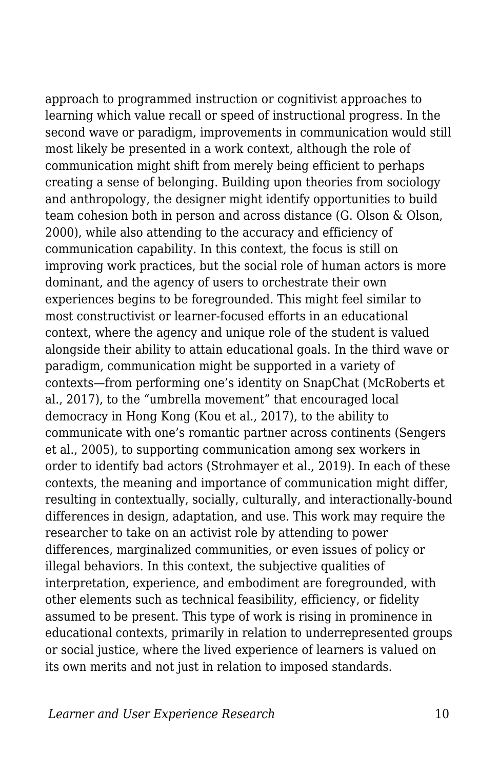approach to programmed instruction or cognitivist approaches to learning which value recall or speed of instructional progress. In the second wave or paradigm, improvements in communication would still most likely be presented in a work context, although the role of communication might shift from merely being efficient to perhaps creating a sense of belonging. Building upon theories from sociology and anthropology, the designer might identify opportunities to build team cohesion both in person and across distance (G. Olson & Olson, 2000), while also attending to the accuracy and efficiency of communication capability. In this context, the focus is still on improving work practices, but the social role of human actors is more dominant, and the agency of users to orchestrate their own experiences begins to be foregrounded. This might feel similar to most constructivist or learner-focused efforts in an educational context, where the agency and unique role of the student is valued alongside their ability to attain educational goals. In the third wave or paradigm, communication might be supported in a variety of contexts—from performing one's identity on SnapChat (McRoberts et al., 2017), to the "umbrella movement" that encouraged local democracy in Hong Kong (Kou et al., 2017), to the ability to communicate with one's romantic partner across continents (Sengers et al., 2005), to supporting communication among sex workers in order to identify bad actors (Strohmayer et al., 2019). In each of these contexts, the meaning and importance of communication might differ, resulting in contextually, socially, culturally, and interactionally-bound differences in design, adaptation, and use. This work may require the researcher to take on an activist role by attending to power differences, marginalized communities, or even issues of policy or illegal behaviors. In this context, the subjective qualities of interpretation, experience, and embodiment are foregrounded, with other elements such as technical feasibility, efficiency, or fidelity assumed to be present. This type of work is rising in prominence in educational contexts, primarily in relation to underrepresented groups or social justice, where the lived experience of learners is valued on its own merits and not just in relation to imposed standards.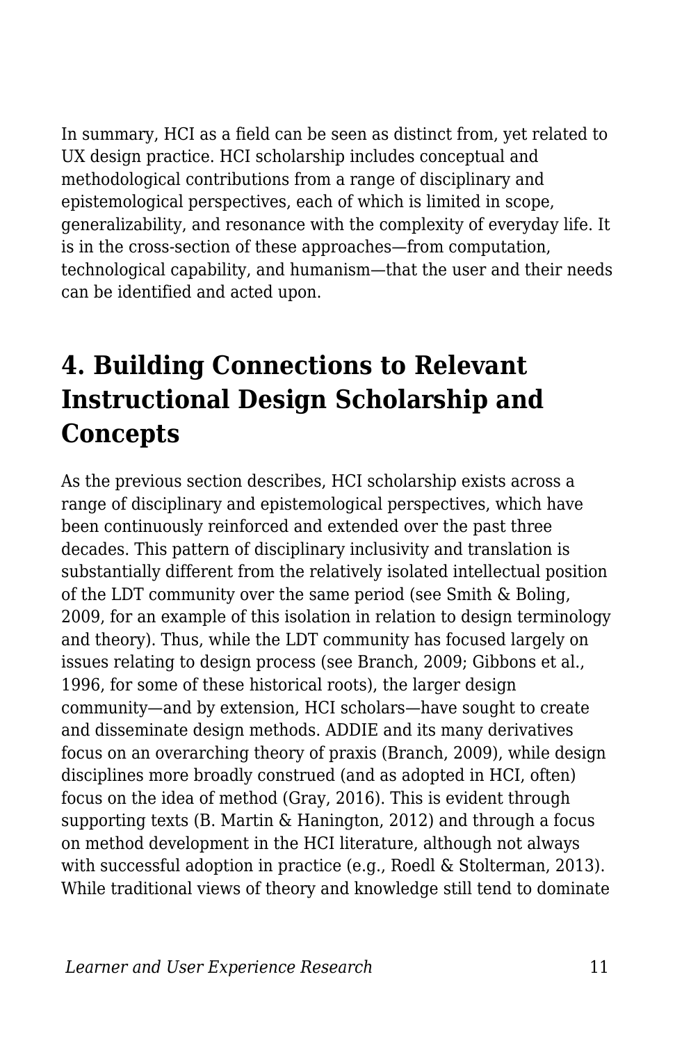In summary, HCI as a field can be seen as distinct from, yet related to UX design practice. HCI scholarship includes conceptual and methodological contributions from a range of disciplinary and epistemological perspectives, each of which is limited in scope, generalizability, and resonance with the complexity of everyday life. It is in the cross-section of these approaches—from computation, technological capability, and humanism—that the user and their needs can be identified and acted upon.

## 4. Building Connections to Relevant Instructional Design Scholarship and Concepts

As the previous section describes, HCI scholarship exists across a range of disciplinary and epistemological perspectives, which have been continuously reinforced and extended over the past three decades. This pattern of disciplinary inclusivity and translation is substantially different from the relatively isolated intellectual position of the LDT community over the same period (see Smith & Boling, 2009, for an example of this isolation in relation to design terminology and theory). Thus, while the LDT community has focused largely on issues relating to design process (see Branch, 2009; Gibbons et al., 1996, for some of these historical roots), the larger design community—and by extension, HCI scholars—have sought to create and disseminate design methods. ADDIE and its many derivatives focus on an overarching theory of praxis (Branch, 2009), while design disciplines more broadly construed (and as adopted in HCI, often) focus on the idea of method (Gray, 2016). This is evident through supporting texts (B. Martin & Hanington, 2012) and through a focus on method development in the HCI literature, although not always with successful adoption in practice (e.g., Roedl & Stolterman, 2013). While traditional views of theory and knowledge still tend to dominate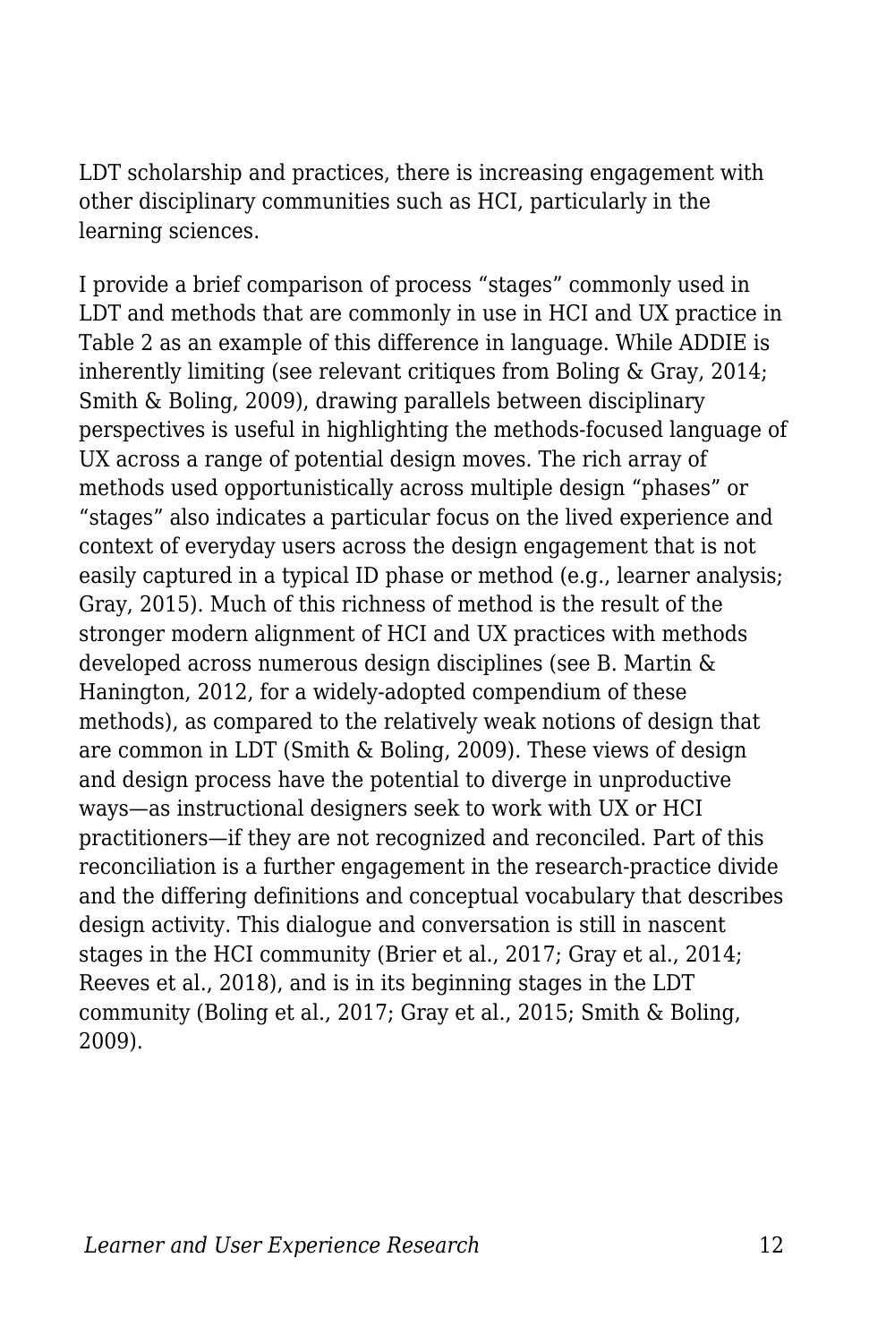LDT scholarship and practices, there is increasing engagement with other disciplinary communities such as HCI, particularly in the learning sciences.

I provide a brief comparison of process "stages" commonly used in LDT and methods that are commonly in use in HCI and UX practice in Table 2 as an example of this difference in language. While ADDIE is inherently limiting (see relevant critiques from Boling & Gray, 2014; Smith & Boling, 2009), drawing parallels between disciplinary perspectives is useful in highlighting the methods-focused language of UX across a range of potential design moves. The rich array of methods used opportunistically across multiple design "phases" or "stages" also indicates a particular focus on the lived experience and context of everyday users across the design engagement that is not easily captured in a typical ID phase or method (e.g., learner analysis; Gray, 2015). Much of this richness of method is the result of the stronger modern alignment of HCI and UX practices with methods developed across numerous design disciplines (see B. Martin & Hanington, 2012, for a widely-adopted compendium of these methods), as compared to the relatively weak notions of design that are common in LDT (Smith & Boling, 2009). These views of design and design process have the potential to diverge in unproductive ways—as instructional designers seek to work with UX or HCI practitioners—if they are not recognized and reconciled. Part of this reconciliation is a further engagement in the research-practice divide and the differing definitions and conceptual vocabulary that describes design activity. This dialogue and conversation is still in nascent stages in the HCI community (Brier et al., 2017; Gray et al., 2014; Reeves et al., 2018), and is in its beginning stages in the LDT community (Boling et al., 2017; Gray et al., 2015; Smith & Boling, 2009).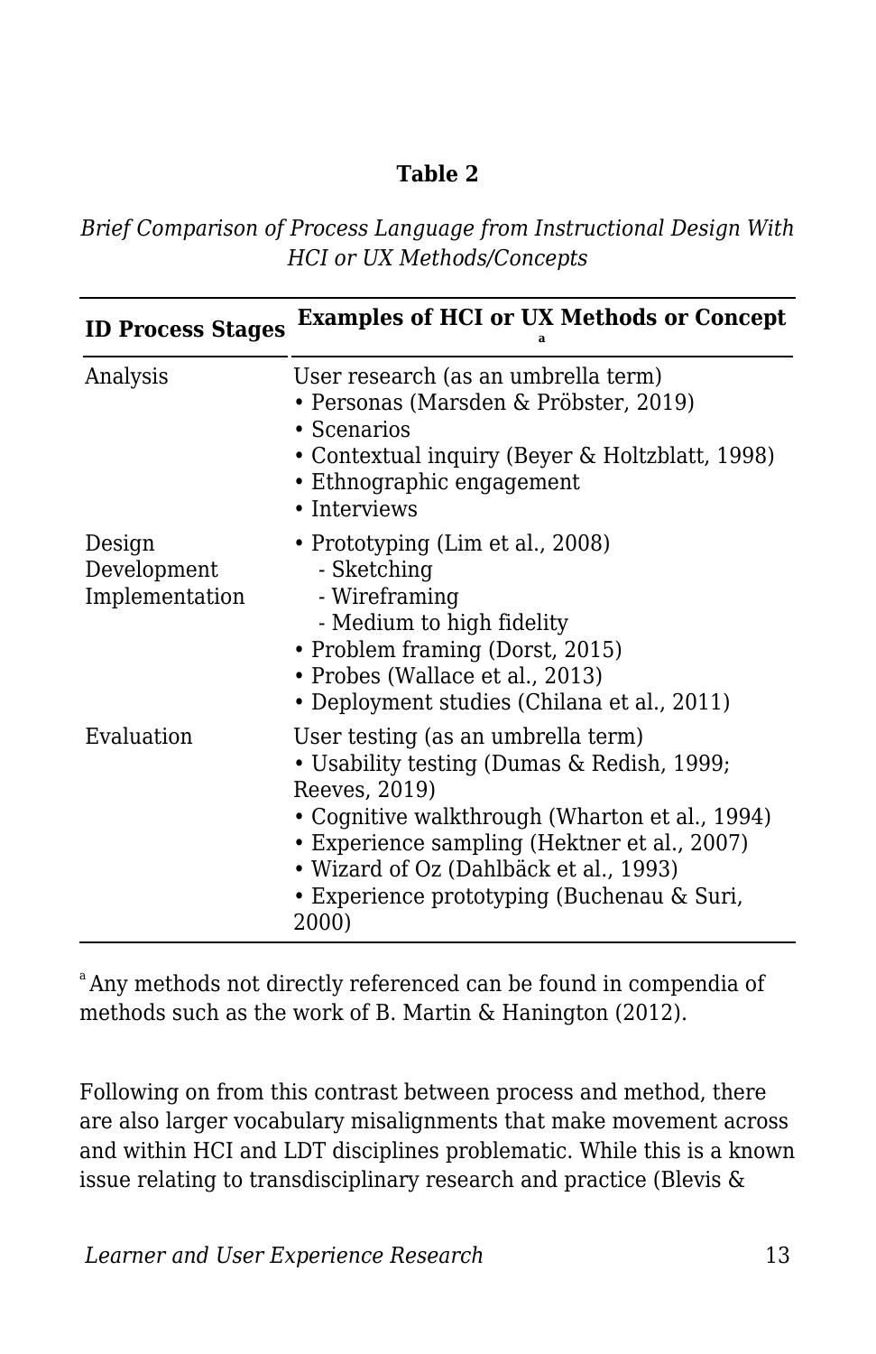**Table 2**

*Brief Comparison of Process Language from Instructional Design With HCI or UX Methods/Concepts*

| ID Process Stages | Examples of HCI or UX Methods or Concept [a] |
|---|---|
| Analysis | User research (as an umbrella term)<br>• Personas (Marsden & Pröbster, 2019)<br>• Scenarios<br>• Contextual inquiry (Beyer & Holtzblatt, 1998)<br>• Ethnographic engagement<br>• Interviews |
| Design<br>Development<br>Implementation | • Prototyping (Lim et al., 2008)<br>- Sketching<br>- Wireframing<br>- Medium to high fidelity<br>• Problem framing (Dorst, 2015)<br>• Probes (Wallace et al., 2013)<br>• Deployment studies (Chilana et al., 2011) |
| Evaluation | User testing (as an umbrella term)<br>• Usability testing (Dumas & Redish, 1999; Reeves, 2019)<br>• Cognitive walkthrough (Wharton et al., 1994)<br>• Experience sampling (Hektner et al., 2007)<br>• Wizard of Oz (Dahlbäck et al., 1993)<br>• Experience prototyping (Buchenau & Suri, 2000) |

[a] Any methods not directly referenced can be found in compendia of methods such as the work of B. Martin & Hanington (2012).

Following on from this contrast between process and method, there are also larger vocabulary misalignments that make movement across and within HCI and LDT disciplines problematic. While this is a known issue relating to transdisciplinary research and practice (Blevis &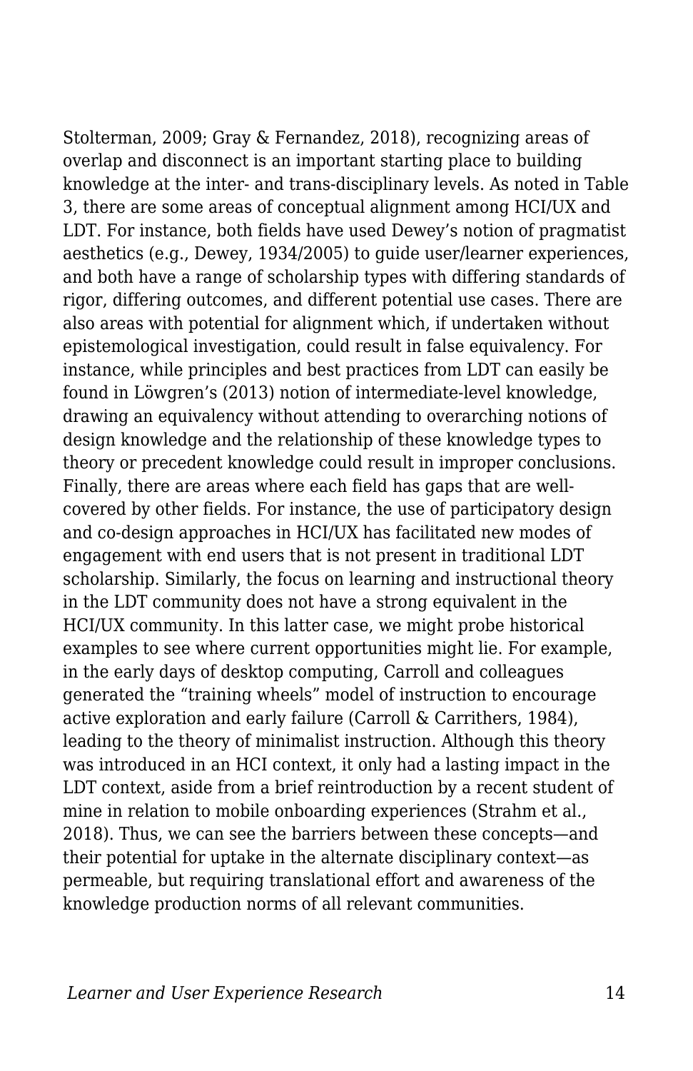Stolterman, 2009; Gray & Fernandez, 2018), recognizing areas of overlap and disconnect is an important starting place to building knowledge at the inter- and trans-disciplinary levels. As noted in Table 3, there are some areas of conceptual alignment among HCI/UX and LDT. For instance, both fields have used Dewey's notion of pragmatist aesthetics (e.g., Dewey, 1934/2005) to guide user/learner experiences, and both have a range of scholarship types with differing standards of rigor, differing outcomes, and different potential use cases. There are also areas with potential for alignment which, if undertaken without epistemological investigation, could result in false equivalency. For instance, while principles and best practices from LDT can easily be found in Löwgren's (2013) notion of intermediate-level knowledge, drawing an equivalency without attending to overarching notions of design knowledge and the relationship of these knowledge types to theory or precedent knowledge could result in improper conclusions. Finally, there are areas where each field has gaps that are well-covered by other fields. For instance, the use of participatory design and co-design approaches in HCI/UX has facilitated new modes of engagement with end users that is not present in traditional LDT scholarship. Similarly, the focus on learning and instructional theory in the LDT community does not have a strong equivalent in the HCI/UX community. In this latter case, we might probe historical examples to see where current opportunities might lie. For example, in the early days of desktop computing, Carroll and colleagues generated the "training wheels" model of instruction to encourage active exploration and early failure (Carroll & Carrithers, 1984), leading to the theory of minimalist instruction. Although this theory was introduced in an HCI context, it only had a lasting impact in the LDT context, aside from a brief reintroduction by a recent student of mine in relation to mobile onboarding experiences (Strahm et al., 2018). Thus, we can see the barriers between these concepts—and their potential for uptake in the alternate disciplinary context—as permeable, but requiring translational effort and awareness of the knowledge production norms of all relevant communities.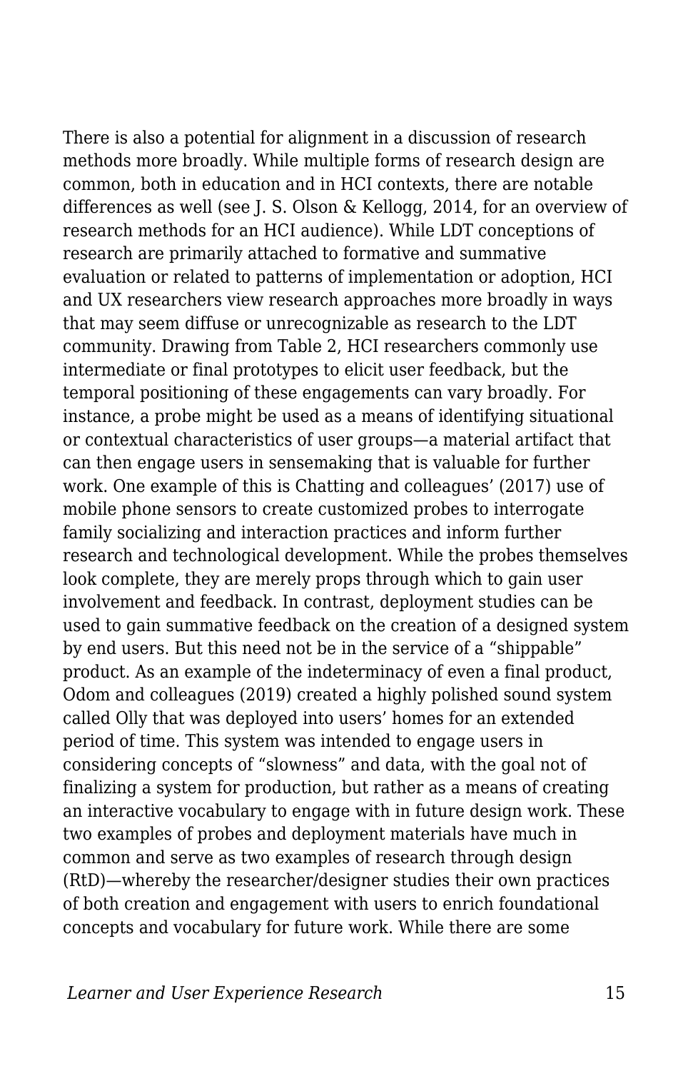There is also a potential for alignment in a discussion of research methods more broadly. While multiple forms of research design are common, both in education and in HCI contexts, there are notable differences as well (see J. S. Olson & Kellogg, 2014, for an overview of research methods for an HCI audience). While LDT conceptions of research are primarily attached to formative and summative evaluation or related to patterns of implementation or adoption, HCI and UX researchers view research approaches more broadly in ways that may seem diffuse or unrecognizable as research to the LDT community. Drawing from Table 2, HCI researchers commonly use intermediate or final prototypes to elicit user feedback, but the temporal positioning of these engagements can vary broadly. For instance, a probe might be used as a means of identifying situational or contextual characteristics of user groups—a material artifact that can then engage users in sensemaking that is valuable for further work. One example of this is Chatting and colleagues' (2017) use of mobile phone sensors to create customized probes to interrogate family socializing and interaction practices and inform further research and technological development. While the probes themselves look complete, they are merely props through which to gain user involvement and feedback. In contrast, deployment studies can be used to gain summative feedback on the creation of a designed system by end users. But this need not be in the service of a "shippable" product. As an example of the indeterminacy of even a final product, Odom and colleagues (2019) created a highly polished sound system called Olly that was deployed into users' homes for an extended period of time. This system was intended to engage users in considering concepts of "slowness" and data, with the goal not of finalizing a system for production, but rather as a means of creating an interactive vocabulary to engage with in future design work. These two examples of probes and deployment materials have much in common and serve as two examples of research through design (RtD)—whereby the researcher/designer studies their own practices of both creation and engagement with users to enrich foundational concepts and vocabulary for future work. While there are some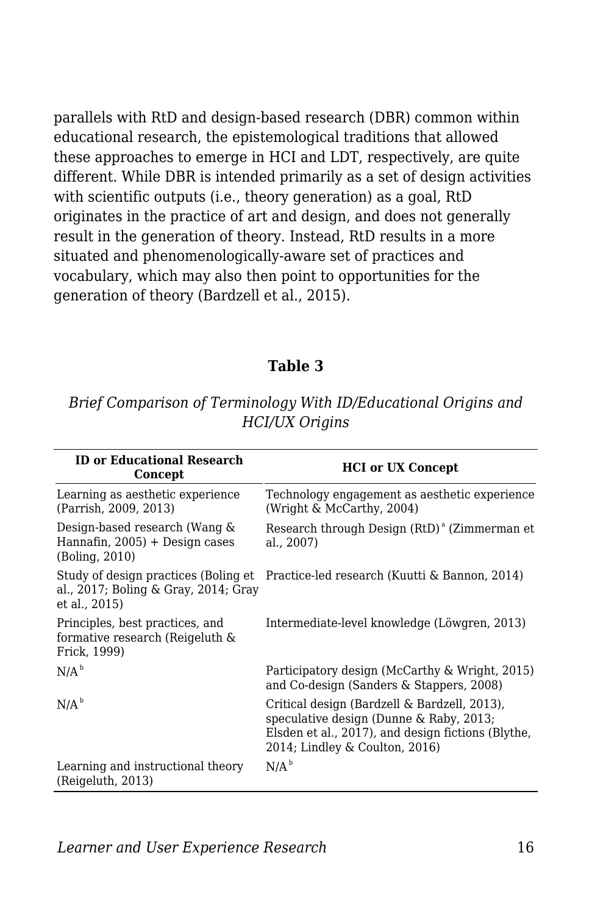parallels with RtD and design-based research (DBR) common within educational research, the epistemological traditions that allowed these approaches to emerge in HCI and LDT, respectively, are quite different. While DBR is intended primarily as a set of design activities with scientific outputs (i.e., theory generation) as a goal, RtD originates in the practice of art and design, and does not generally result in the generation of theory. Instead, RtD results in a more situated and phenomenologically-aware set of practices and vocabulary, which may also then point to opportunities for the generation of theory (Bardzell et al., 2015).

**Table 3**

*Brief Comparison of Terminology With ID/Educational Origins and HCI/UX Origins*

| ID or Educational Research Concept | HCI or UX Concept |
| --- | --- |
| Learning as aesthetic experience (Parrish, 2009, 2013) | Technology engagement as aesthetic experience (Wright & McCarthy, 2004) |
| Design-based research (Wang & Hannafin, 2005) + Design cases (Boling, 2010) | Research through Design (RtD) [a] (Zimmerman et al., 2007) |
| Study of design practices (Boling et al., 2017; Boling & Gray, 2014; Gray et al., 2015) | Practice-led research (Kuutti & Bannon, 2014) |
| Principles, best practices, and formative research (Reigeluth & Frick, 1999) | Intermediate-level knowledge (Löwgren, 2013) |
| N/A [b] | Participatory design (McCarthy & Wright, 2015) and Co-design (Sanders & Stappers, 2008) |
| N/A [b] | Critical design (Bardzell & Bardzell, 2013), speculative design (Dunne & Raby, 2013; Elsden et al., 2017), and design fictions (Blythe, 2014; Lindley & Coulton, 2016) |
| Learning and instructional theory (Reigeluth, 2013) | N/A [b] |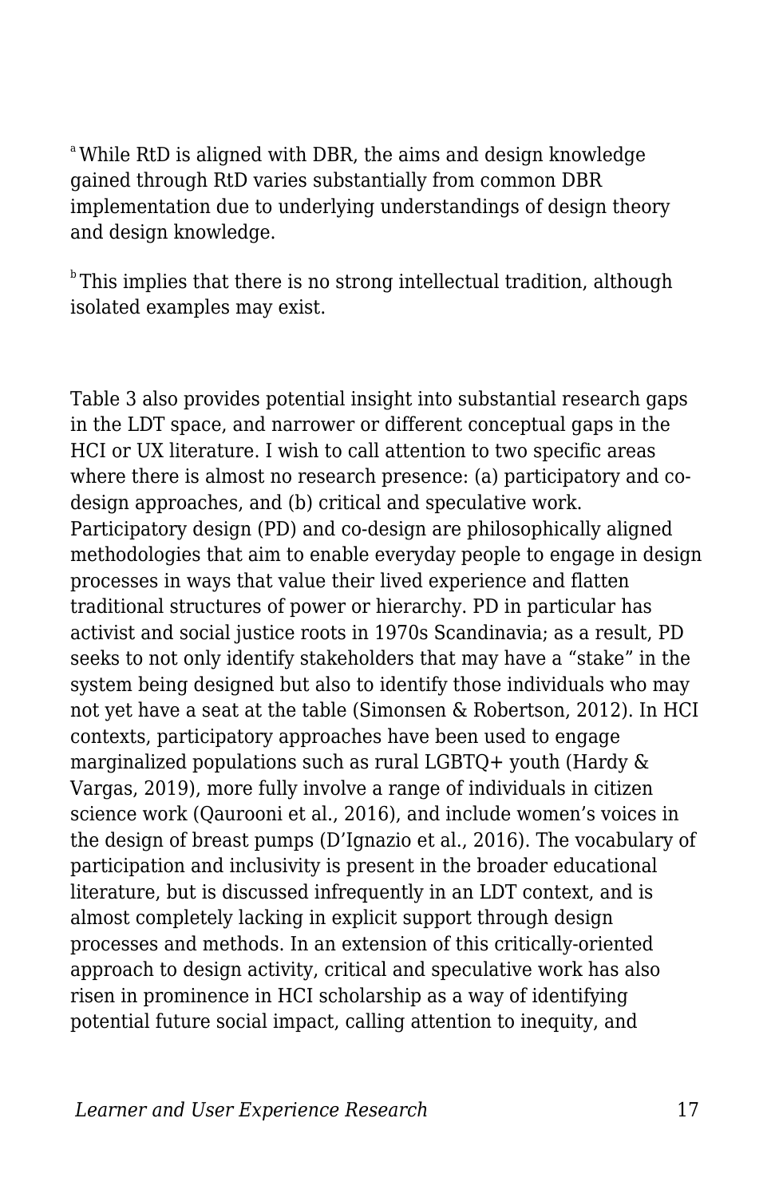[a] While RtD is aligned with DBR, the aims and design knowledge gained through RtD varies substantially from common DBR implementation due to underlying understandings of design theory and design knowledge.

[b] This implies that there is no strong intellectual tradition, although isolated examples may exist.

Table 3 also provides potential insight into substantial research gaps in the LDT space, and narrower or different conceptual gaps in the HCI or UX literature. I wish to call attention to two specific areas where there is almost no research presence: (a) participatory and co-design approaches, and (b) critical and speculative work. Participatory design (PD) and co-design are philosophically aligned methodologies that aim to enable everyday people to engage in design processes in ways that value their lived experience and flatten traditional structures of power or hierarchy. PD in particular has activist and social justice roots in 1970s Scandinavia; as a result, PD seeks to not only identify stakeholders that may have a "stake" in the system being designed but also to identify those individuals who may not yet have a seat at the table (Simonsen & Robertson, 2012). In HCI contexts, participatory approaches have been used to engage marginalized populations such as rural LGBTQ+ youth (Hardy & Vargas, 2019), more fully involve a range of individuals in citizen science work (Qaurooni et al., 2016), and include women's voices in the design of breast pumps (D'Ignazio et al., 2016). The vocabulary of participation and inclusivity is present in the broader educational literature, but is discussed infrequently in an LDT context, and is almost completely lacking in explicit support through design processes and methods. In an extension of this critically-oriented approach to design activity, critical and speculative work has also risen in prominence in HCI scholarship as a way of identifying potential future social impact, calling attention to inequity, and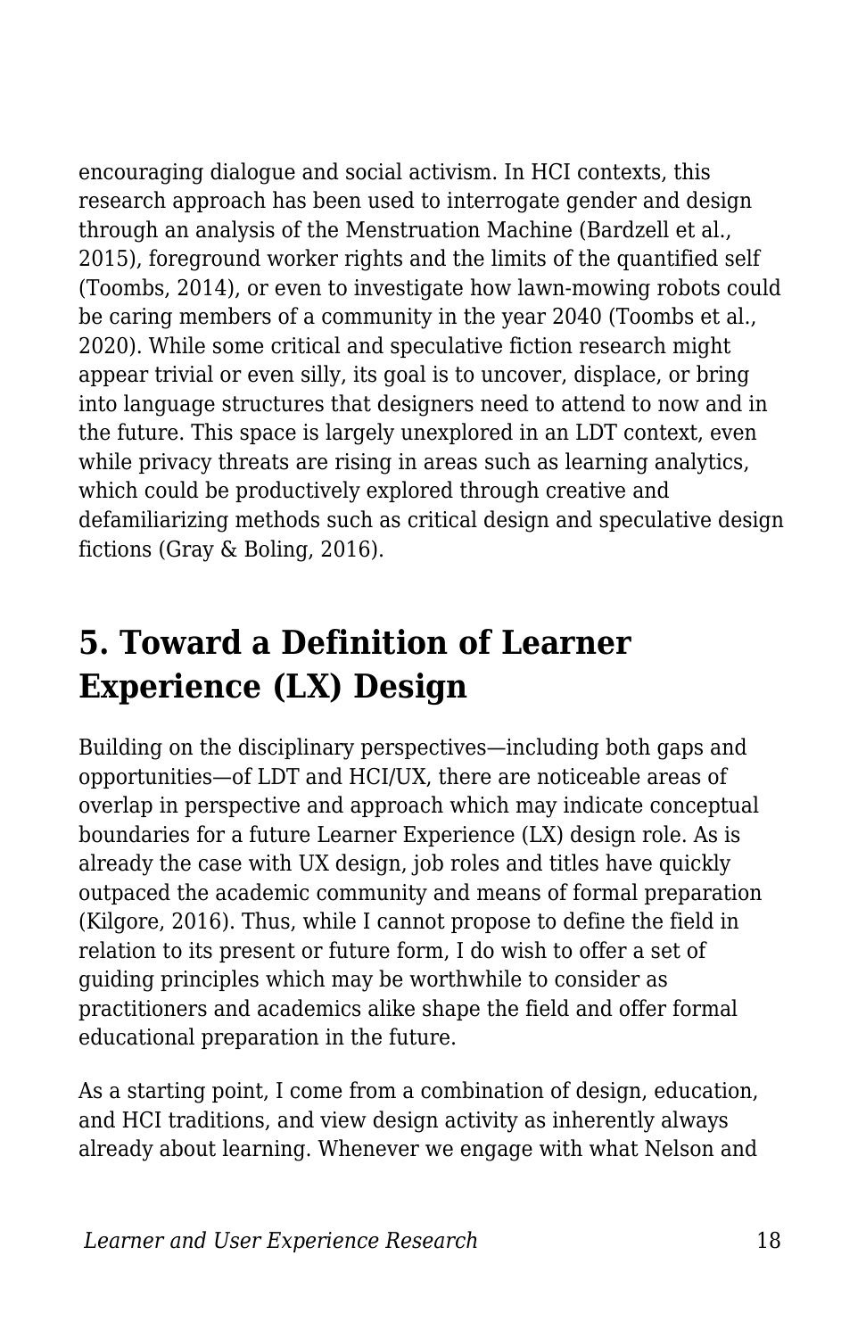encouraging dialogue and social activism. In HCI contexts, this research approach has been used to interrogate gender and design through an analysis of the Menstruation Machine (Bardzell et al., 2015), foreground worker rights and the limits of the quantified self (Toombs, 2014), or even to investigate how lawn-mowing robots could be caring members of a community in the year 2040 (Toombs et al., 2020). While some critical and speculative fiction research might appear trivial or even silly, its goal is to uncover, displace, or bring into language structures that designers need to attend to now and in the future. This space is largely unexplored in an LDT context, even while privacy threats are rising in areas such as learning analytics, which could be productively explored through creative and defamiliarizing methods such as critical design and speculative design fictions (Gray & Boling, 2016).

## 5. Toward a Definition of Learner Experience (LX) Design

Building on the disciplinary perspectives—including both gaps and opportunities—of LDT and HCI/UX, there are noticeable areas of overlap in perspective and approach which may indicate conceptual boundaries for a future Learner Experience (LX) design role. As is already the case with UX design, job roles and titles have quickly outpaced the academic community and means of formal preparation (Kilgore, 2016). Thus, while I cannot propose to define the field in relation to its present or future form, I do wish to offer a set of guiding principles which may be worthwhile to consider as practitioners and academics alike shape the field and offer formal educational preparation in the future.

As a starting point, I come from a combination of design, education, and HCI traditions, and view design activity as inherently always already about learning. Whenever we engage with what Nelson and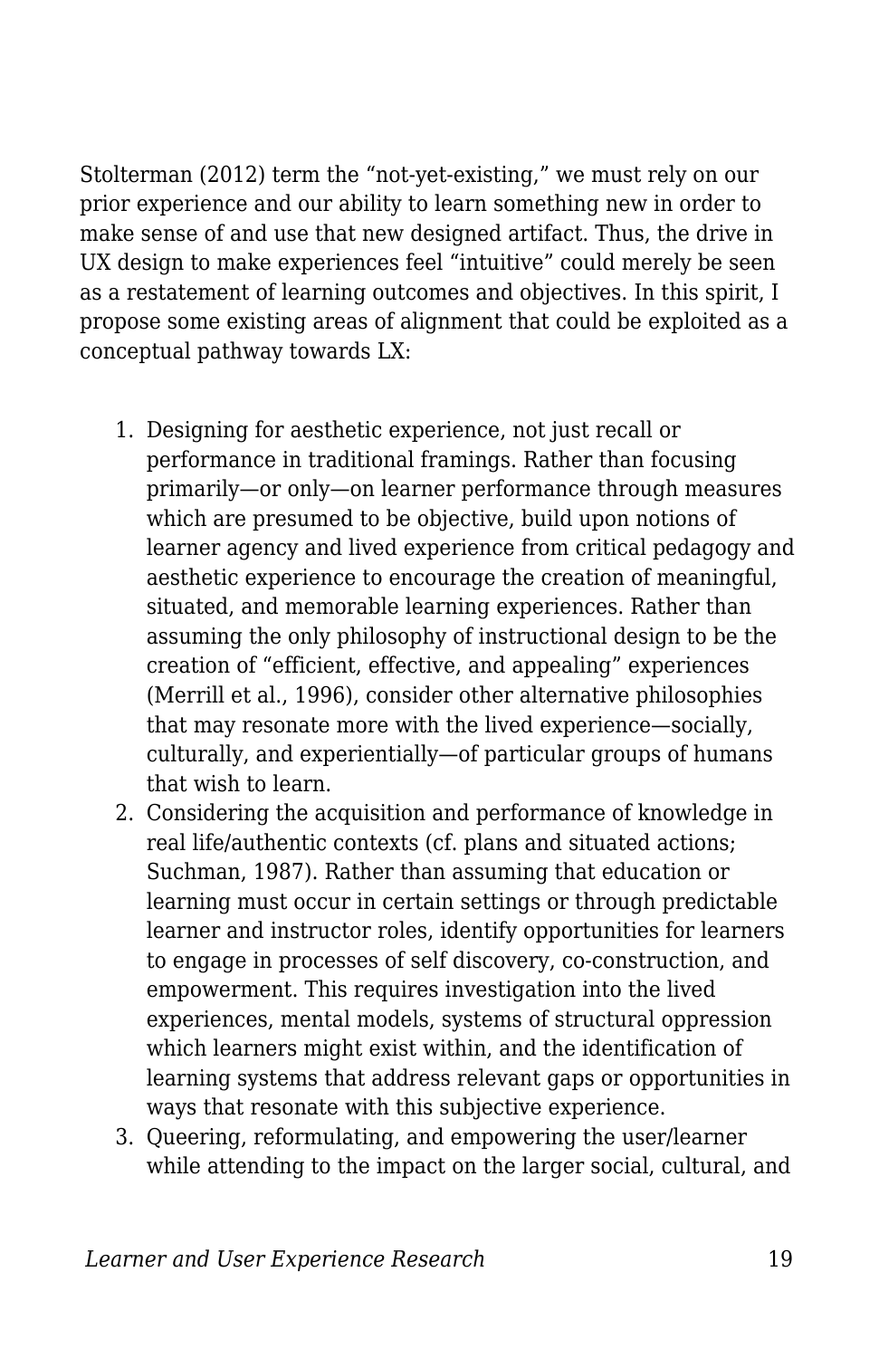Stolterman (2012) term the “not-yet-existing,” we must rely on our prior experience and our ability to learn something new in order to make sense of and use that new designed artifact. Thus, the drive in UX design to make experiences feel “intuitive” could merely be seen as a restatement of learning outcomes and objectives. In this spirit, I propose some existing areas of alignment that could be exploited as a conceptual pathway towards LX:

1. Designing for aesthetic experience, not just recall or performance in traditional framings. Rather than focusing primarily—or only—on learner performance through measures which are presumed to be objective, build upon notions of learner agency and lived experience from critical pedagogy and aesthetic experience to encourage the creation of meaningful, situated, and memorable learning experiences. Rather than assuming the only philosophy of instructional design to be the creation of “efficient, effective, and appealing” experiences (Merrill et al., 1996), consider other alternative philosophies that may resonate more with the lived experience—socially, culturally, and experientially—of particular groups of humans that wish to learn.
2. Considering the acquisition and performance of knowledge in real life/authentic contexts (cf. plans and situated actions; Suchman, 1987). Rather than assuming that education or learning must occur in certain settings or through predictable learner and instructor roles, identify opportunities for learners to engage in processes of self discovery, co-construction, and empowerment. This requires investigation into the lived experiences, mental models, systems of structural oppression which learners might exist within, and the identification of learning systems that address relevant gaps or opportunities in ways that resonate with this subjective experience.
3. Queering, reformulating, and empowering the user/learner while attending to the impact on the larger social, cultural, and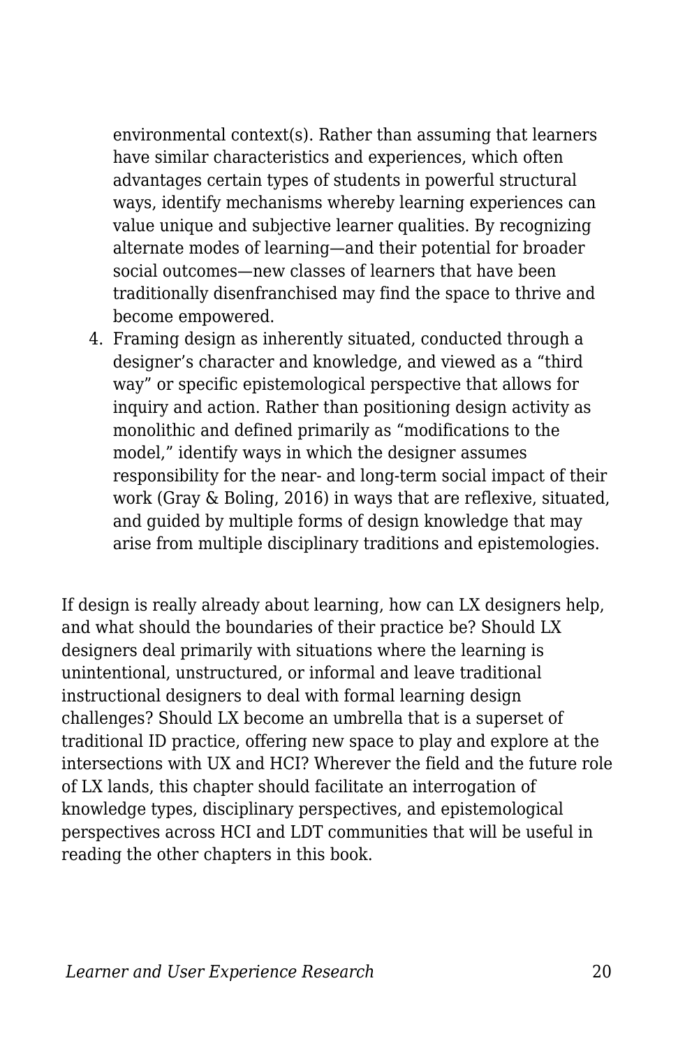environmental context(s). Rather than assuming that learners have similar characteristics and experiences, which often advantages certain types of students in powerful structural ways, identify mechanisms whereby learning experiences can value unique and subjective learner qualities. By recognizing alternate modes of learning—and their potential for broader social outcomes—new classes of learners that have been traditionally disenfranchised may find the space to thrive and become empowered.

4. Framing design as inherently situated, conducted through a designer's character and knowledge, and viewed as a "third way" or specific epistemological perspective that allows for inquiry and action. Rather than positioning design activity as monolithic and defined primarily as "modifications to the model," identify ways in which the designer assumes responsibility for the near- and long-term social impact of their work (Gray & Boling, 2016) in ways that are reflexive, situated, and guided by multiple forms of design knowledge that may arise from multiple disciplinary traditions and epistemologies.

If design is really already about learning, how can LX designers help, and what should the boundaries of their practice be? Should LX designers deal primarily with situations where the learning is unintentional, unstructured, or informal and leave traditional instructional designers to deal with formal learning design challenges? Should LX become an umbrella that is a superset of traditional ID practice, offering new space to play and explore at the intersections with UX and HCI? Wherever the field and the future role of LX lands, this chapter should facilitate an interrogation of knowledge types, disciplinary perspectives, and epistemological perspectives across HCI and LDT communities that will be useful in reading the other chapters in this book.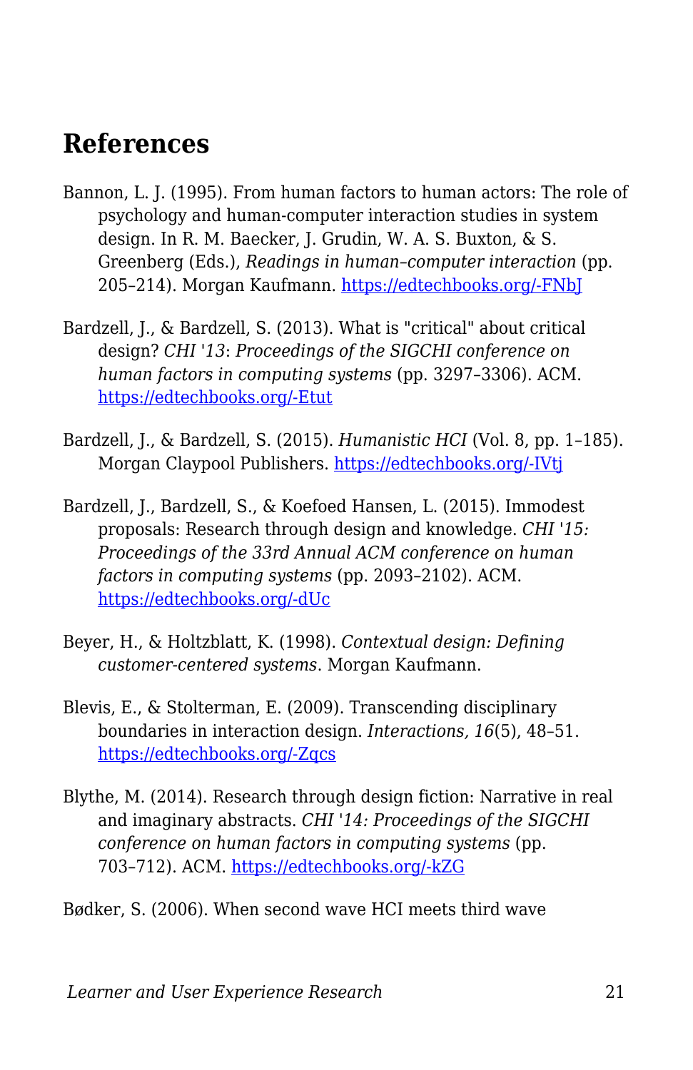## References

Bannon, L. J. (1995). From human factors to human actors: The role of psychology and human-computer interaction studies in system design. In R. M. Baecker, J. Grudin, W. A. S. Buxton, & S. Greenberg (Eds.), *Readings in human–computer interaction* (pp. 205–214). Morgan Kaufmann. https://edtechbooks.org/-FNbJ

Bardzell, J., & Bardzell, S. (2013). What is "critical" about critical design? *CHI '13*: *Proceedings of the SIGCHI conference on human factors in computing systems* (pp. 3297–3306). ACM. https://edtechbooks.org/-Etut

Bardzell, J., & Bardzell, S. (2015). *Humanistic HCI* (Vol. 8, pp. 1–185). Morgan Claypool Publishers. https://edtechbooks.org/-IVtj

Bardzell, J., Bardzell, S., & Koefoed Hansen, L. (2015). Immodest proposals: Research through design and knowledge. *CHI '15: Proceedings of the 33rd Annual ACM conference on human factors in computing systems* (pp. 2093–2102). ACM. https://edtechbooks.org/-dUc

Beyer, H., & Holtzblatt, K. (1998). *Contextual design: Defining customer-centered systems*. Morgan Kaufmann.

Blevis, E., & Stolterman, E. (2009). Transcending disciplinary boundaries in interaction design. *Interactions, 16*(5), 48–51. https://edtechbooks.org/-Zqcs

Blythe, M. (2014). Research through design fiction: Narrative in real and imaginary abstracts. *CHI '14: Proceedings of the SIGCHI conference on human factors in computing systems* (pp. 703–712). ACM. https://edtechbooks.org/-kZG

Bødker, S. (2006). When second wave HCI meets third wave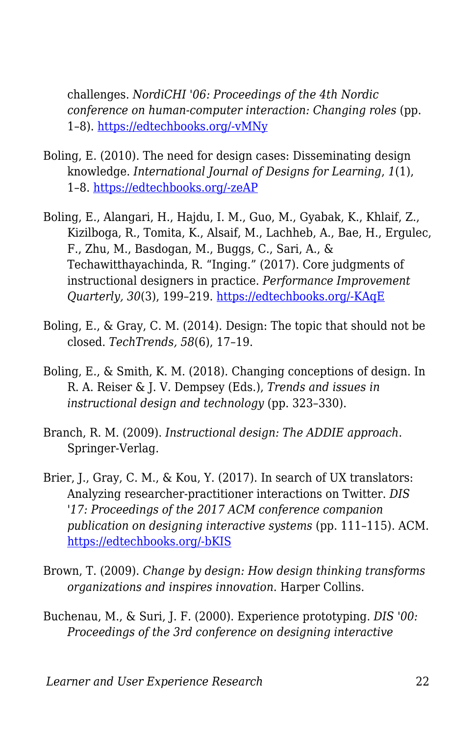challenges. *NordiCHI '06: Proceedings of the 4th Nordic conference on human-computer interaction: Changing roles* (pp. 1–8). [https://edtechbooks.org/-vMNy](https://edtechbooks.org/-vMNy)

Boling, E. (2010). The need for design cases: Disseminating design knowledge. *International Journal of Designs for Learning*, *1*(1), 1–8. [https://edtechbooks.org/-zeAP](https://edtechbooks.org/-zeAP)

Boling, E., Alangari, H., Hajdu, I. M., Guo, M., Gyabak, K., Khlaif, Z., Kizilboga, R., Tomita, K., Alsaif, M., Lachheb, A., Bae, H., Ergulec, F., Zhu, M., Basdogan, M., Buggs, C., Sari, A., & Techawitthayachinda, R. "Inging." (2017). Core judgments of instructional designers in practice. *Performance Improvement Quarterly, 30*(3), 199–219. [https://edtechbooks.org/-KAqE](https://edtechbooks.org/-KAqE)

Boling, E., & Gray, C. M. (2014). Design: The topic that should not be closed. *TechTrends, 58*(6), 17–19.

Boling, E., & Smith, K. M. (2018). Changing conceptions of design. In R. A. Reiser & J. V. Dempsey (Eds.), *Trends and issues in instructional design and technology* (pp. 323–330).

Branch, R. M. (2009). *Instructional design: The ADDIE approach*. Springer-Verlag.

Brier, J., Gray, C. M., & Kou, Y. (2017). In search of UX translators: Analyzing researcher-practitioner interactions on Twitter. *DIS '17: Proceedings of the 2017 ACM conference companion publication on designing interactive systems* (pp. 111–115). ACM. [https://edtechbooks.org/-bKIS](https://edtechbooks.org/-bKIS)

Brown, T. (2009). *Change by design: How design thinking transforms organizations and inspires innovation*. Harper Collins.

Buchenau, M., & Suri, J. F. (2000). Experience prototyping. *DIS '00: Proceedings of the 3rd conference on designing interactive*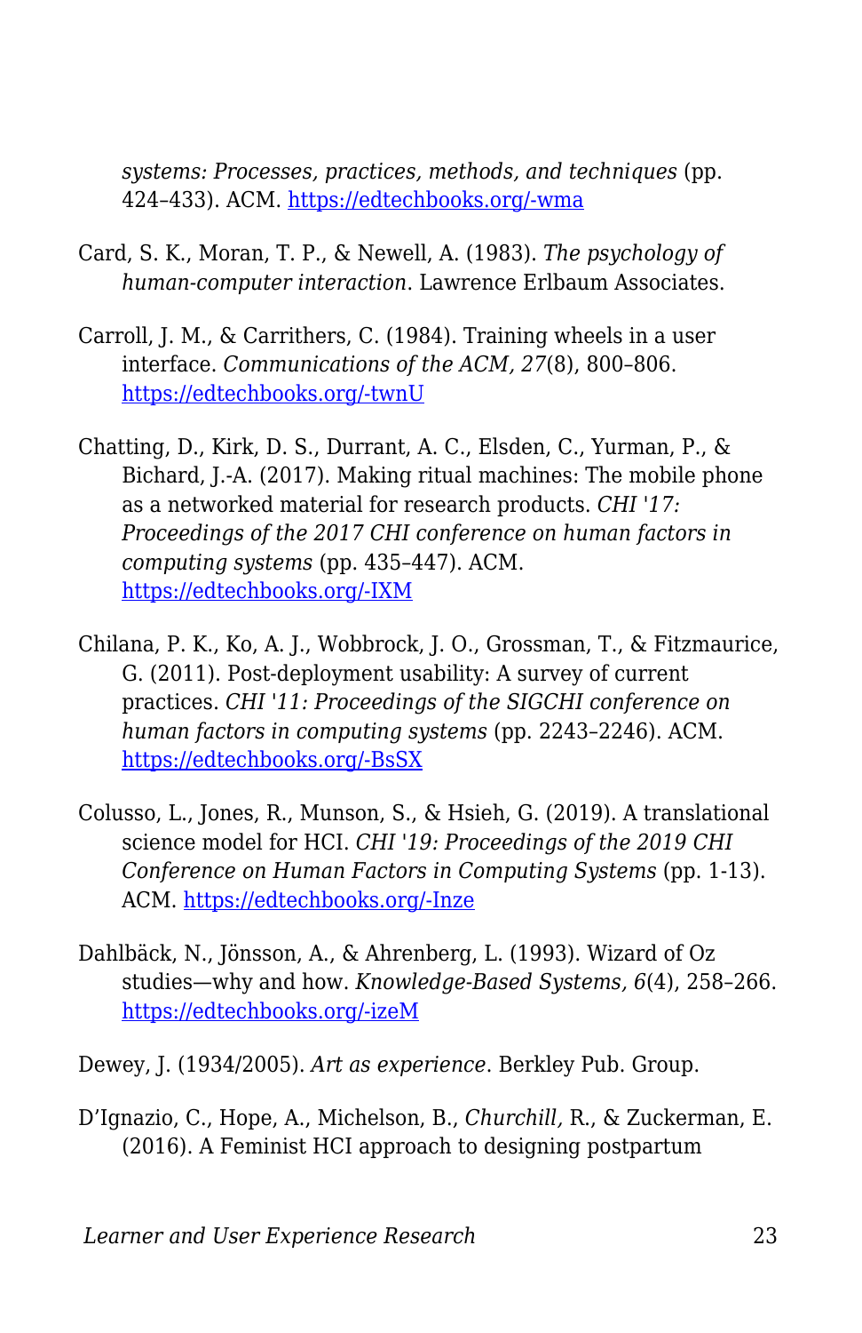*systems: Processes, practices, methods, and techniques* (pp. 424–433). ACM. https://edtechbooks.org/-wma

Card, S. K., Moran, T. P., & Newell, A. (1983). *The psychology of human-computer interaction*. Lawrence Erlbaum Associates.

Carroll, J. M., & Carrithers, C. (1984). Training wheels in a user interface. *Communications of the ACM, 27*(8), 800–806. https://edtechbooks.org/-twnU

Chatting, D., Kirk, D. S., Durrant, A. C., Elsden, C., Yurman, P., & Bichard, J.-A. (2017). Making ritual machines: The mobile phone as a networked material for research products. *CHI '17: Proceedings of the 2017 CHI conference on human factors in computing systems* (pp. 435–447). ACM. https://edtechbooks.org/-IXM

Chilana, P. K., Ko, A. J., Wobbrock, J. O., Grossman, T., & Fitzmaurice, G. (2011). Post-deployment usability: A survey of current practices. *CHI '11: Proceedings of the SIGCHI conference on human factors in computing systems* (pp. 2243–2246). ACM. https://edtechbooks.org/-BsSX

Colusso, L., Jones, R., Munson, S., & Hsieh, G. (2019). A translational science model for HCI. *CHI '19: Proceedings of the 2019 CHI Conference on Human Factors in Computing Systems* (pp. 1-13). ACM. https://edtechbooks.org/-Inze

Dahlbäck, N., Jönsson, A., & Ahrenberg, L. (1993). Wizard of Oz studies—why and how. *Knowledge-Based Systems, 6*(4), 258–266. https://edtechbooks.org/-izeM

Dewey, J. (1934/2005). *Art as experience*. Berkley Pub. Group.

D'Ignazio, C., Hope, A., Michelson, B., *Churchill,* R., & Zuckerman, E. (2016). A Feminist HCI approach to designing postpartum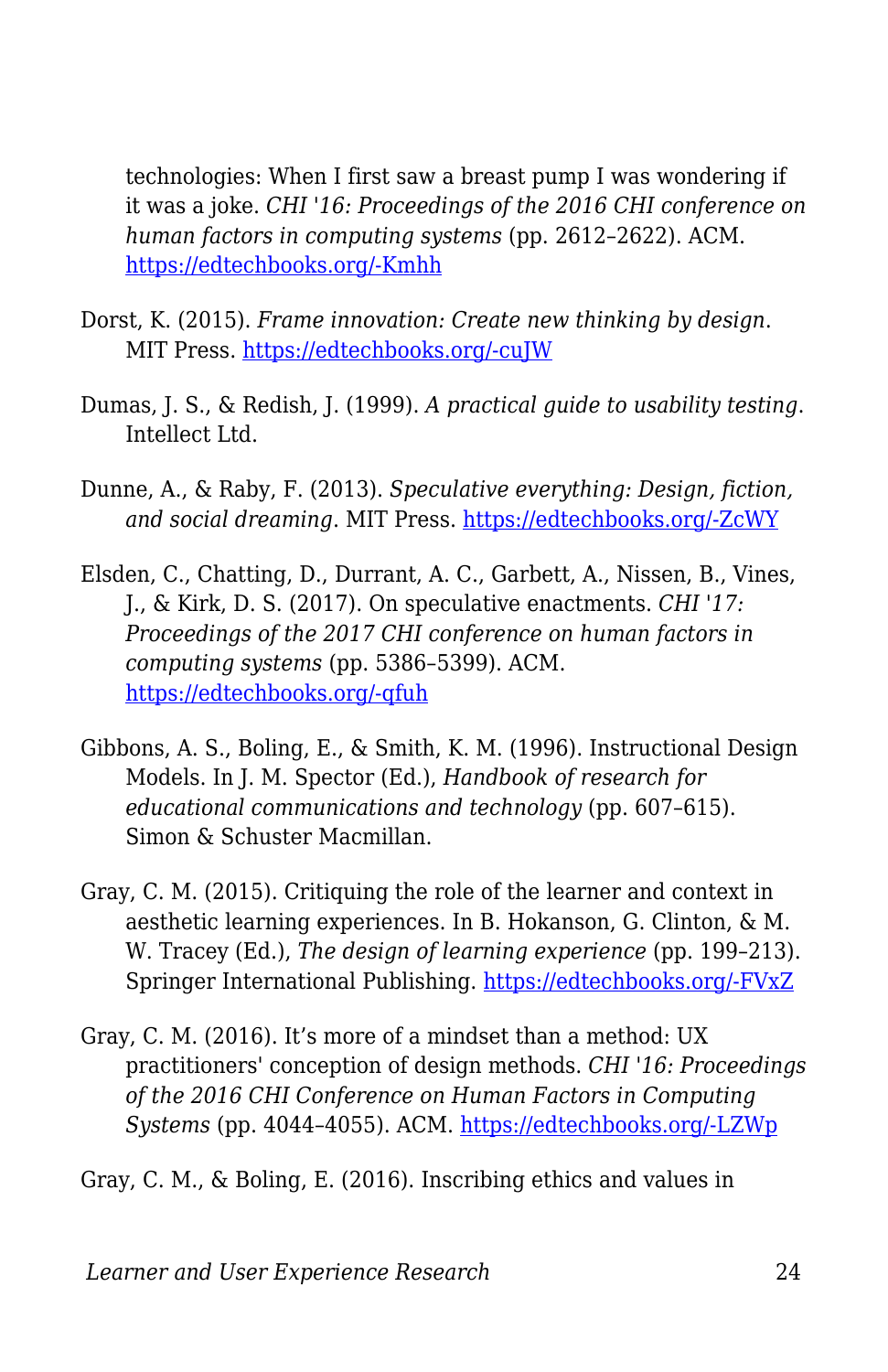technologies: When I first saw a breast pump I was wondering if it was a joke. *CHI '16: Proceedings of the 2016 CHI conference on human factors in computing systems* (pp. 2612–2622). ACM. https://edtechbooks.org/-Kmhh

Dorst, K. (2015). *Frame innovation: Create new thinking by design*. MIT Press. https://edtechbooks.org/-cuJW

Dumas, J. S., & Redish, J. (1999). *A practical guide to usability testing*. Intellect Ltd.

Dunne, A., & Raby, F. (2013). *Speculative everything: Design, fiction, and social dreaming*. MIT Press. https://edtechbooks.org/-ZcWY

Elsden, C., Chatting, D., Durrant, A. C., Garbett, A., Nissen, B., Vines, J., & Kirk, D. S. (2017). On speculative enactments. *CHI '17: Proceedings of the 2017 CHI conference on human factors in computing systems* (pp. 5386–5399). ACM. https://edtechbooks.org/-qfuh

Gibbons, A. S., Boling, E., & Smith, K. M. (1996). Instructional Design Models. In J. M. Spector (Ed.), *Handbook of research for educational communications and technology* (pp. 607–615). Simon & Schuster Macmillan.

Gray, C. M. (2015). Critiquing the role of the learner and context in aesthetic learning experiences. In B. Hokanson, G. Clinton, & M. W. Tracey (Ed.), *The design of learning experience* (pp. 199–213). Springer International Publishing. https://edtechbooks.org/-FVxZ

Gray, C. M. (2016). It's more of a mindset than a method: UX practitioners' conception of design methods. *CHI '16: Proceedings of the 2016 CHI Conference on Human Factors in Computing Systems* (pp. 4044–4055). ACM. https://edtechbooks.org/-LZWp

Gray, C. M., & Boling, E. (2016). Inscribing ethics and values in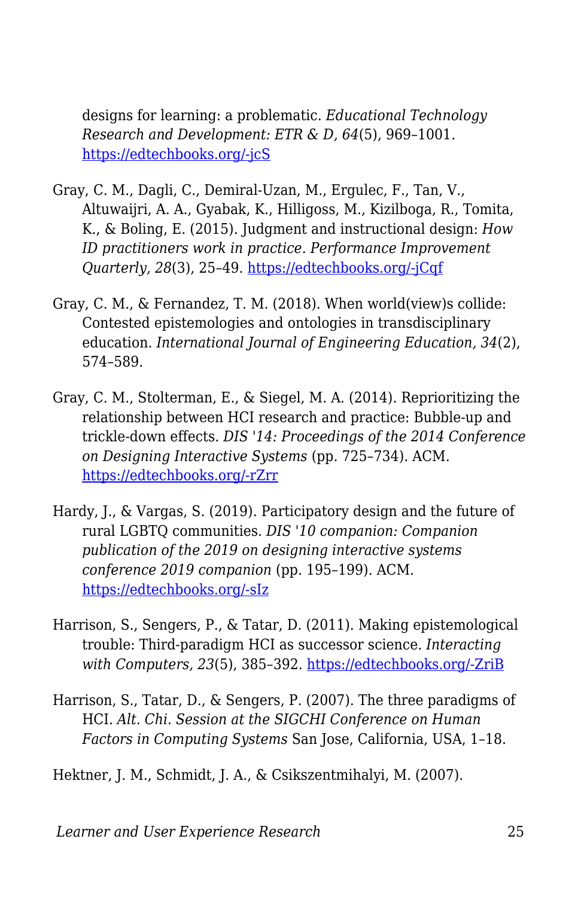designs for learning: a problematic. *Educational Technology Research and Development: ETR & D, 64*(5), 969–1001. [https://edtechbooks.org/-jcS](https://edtechbooks.org/-jcS)

Gray, C. M., Dagli, C., Demiral-Uzan, M., Ergulec, F., Tan, V., Altuwaijri, A. A., Gyabak, K., Hilligoss, M., Kizilboga, R., Tomita, K., & Boling, E. (2015). Judgment and instructional design: *How ID practitioners work in practice. Performance Improvement Quarterly, 28*(3), 25–49. [https://edtechbooks.org/-jCqf](https://edtechbooks.org/-jCqf)

Gray, C. M., & Fernandez, T. M. (2018). When world(view)s collide: Contested epistemologies and ontologies in transdisciplinary education. *International Journal of Engineering Education, 34*(2), 574–589.

Gray, C. M., Stolterman, E., & Siegel, M. A. (2014). Reprioritizing the relationship between HCI research and practice: Bubble-up and trickle-down effects. *DIS '14: Proceedings of the 2014 Conference on Designing Interactive Systems* (pp. 725–734). ACM. [https://edtechbooks.org/-rZrr](https://edtechbooks.org/-rZrr)

Hardy, J., & Vargas, S. (2019). Participatory design and the future of rural LGBTQ communities. *DIS '10 companion: Companion publication of the 2019 on designing interactive systems conference 2019 companion* (pp. 195–199). ACM. [https://edtechbooks.org/-sIz](https://edtechbooks.org/-sIz)

Harrison, S., Sengers, P., & Tatar, D. (2011). Making epistemological trouble: Third-paradigm HCI as successor science. *Interacting with Computers, 23*(5), 385–392. [https://edtechbooks.org/-ZriB](https://edtechbooks.org/-ZriB)

Harrison, S., Tatar, D., & Sengers, P. (2007). The three paradigms of HCI. *Alt. Chi. Session at the SIGCHI Conference on Human Factors in Computing Systems* San Jose, California, USA, 1–18.

Hektner, J. M., Schmidt, J. A., & Csikszentmihalyi, M. (2007).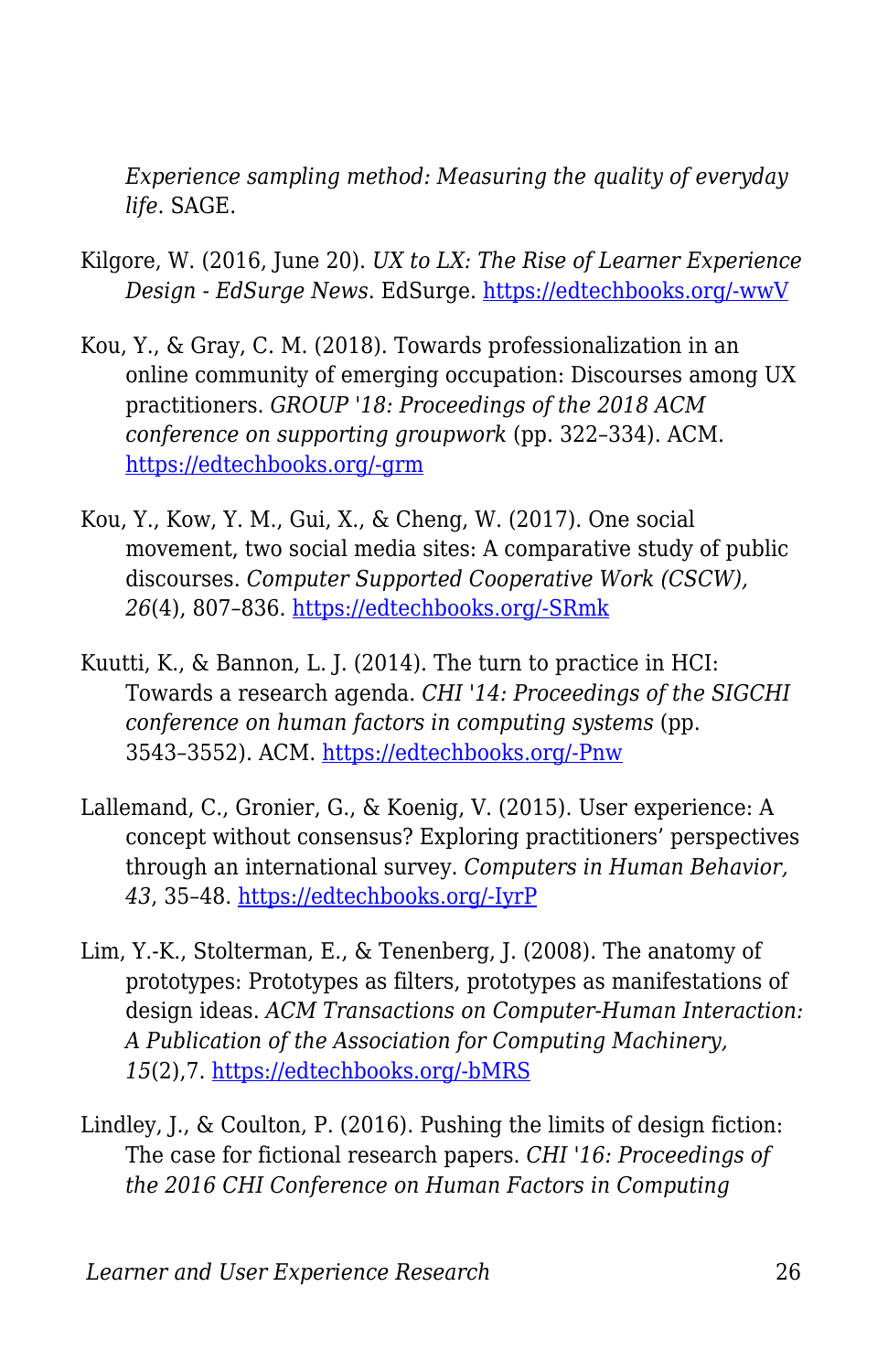*Experience sampling method: Measuring the quality of everyday life*. SAGE.

Kilgore, W. (2016, June 20). *UX to LX: The Rise of Learner Experience Design - EdSurge News*. EdSurge. https://edtechbooks.org/-wwV

Kou, Y., & Gray, C. M. (2018). Towards professionalization in an online community of emerging occupation: Discourses among UX practitioners. *GROUP '18: Proceedings of the 2018 ACM conference on supporting groupwork* (pp. 322–334). ACM. https://edtechbooks.org/-grm

Kou, Y., Kow, Y. M., Gui, X., & Cheng, W. (2017). One social movement, two social media sites: A comparative study of public discourses. *Computer Supported Cooperative Work (CSCW), 26*(4), 807–836. https://edtechbooks.org/-SRmk

Kuutti, K., & Bannon, L. J. (2014). The turn to practice in HCI: Towards a research agenda. *CHI '14: Proceedings of the SIGCHI conference on human factors in computing systems* (pp. 3543–3552). ACM. https://edtechbooks.org/-Pnw

Lallemand, C., Gronier, G., & Koenig, V. (2015). User experience: A concept without consensus? Exploring practitioners' perspectives through an international survey. *Computers in Human Behavior, 43*, 35–48. https://edtechbooks.org/-IyrP

Lim, Y.-K., Stolterman, E., & Tenenberg, J. (2008). The anatomy of prototypes: Prototypes as filters, prototypes as manifestations of design ideas. *ACM Transactions on Computer-Human Interaction: A Publication of the Association for Computing Machinery, 15*(2),7. https://edtechbooks.org/-bMRS

Lindley, J., & Coulton, P. (2016). Pushing the limits of design fiction: The case for fictional research papers. *CHI '16: Proceedings of the 2016 CHI Conference on Human Factors in Computing*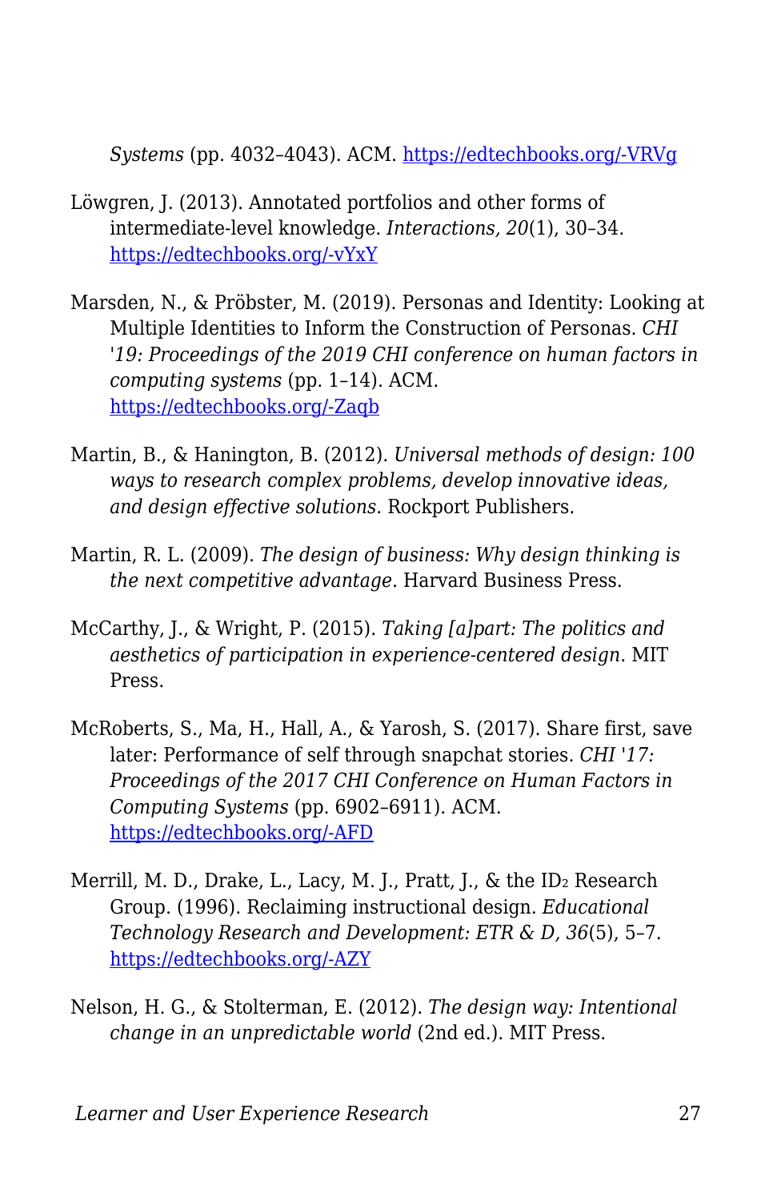*Systems* (pp. 4032–4043). ACM. https://edtechbooks.org/-VRVg

Löwgren, J. (2013). Annotated portfolios and other forms of intermediate-level knowledge. *Interactions, 20*(1), 30–34. https://edtechbooks.org/-vYxY

Marsden, N., & Pröbster, M. (2019). Personas and Identity: Looking at Multiple Identities to Inform the Construction of Personas. *CHI '19: Proceedings of the 2019 CHI conference on human factors in computing systems* (pp. 1–14). ACM. https://edtechbooks.org/-Zaqb

Martin, B., & Hanington, B. (2012). *Universal methods of design: 100 ways to research complex problems, develop innovative ideas, and design effective solutions*. Rockport Publishers.

Martin, R. L. (2009). *The design of business: Why design thinking is the next competitive advantage*. Harvard Business Press.

McCarthy, J., & Wright, P. (2015). *Taking [a]part: The politics and aesthetics of participation in experience-centered design*. MIT Press.

McRoberts, S., Ma, H., Hall, A., & Yarosh, S. (2017). Share first, save later: Performance of self through snapchat stories. *CHI '17: Proceedings of the 2017 CHI Conference on Human Factors in Computing Systems* (pp. 6902–6911). ACM. https://edtechbooks.org/-AFD

Merrill, M. D., Drake, L., Lacy, M. J., Pratt, J., & the $ID_2$ Research Group. (1996). Reclaiming instructional design. *Educational Technology Research and Development: ETR & D, 36*(5), 5–7. https://edtechbooks.org/-AZY

Nelson, H. G., & Stolterman, E. (2012). *The design way: Intentional change in an unpredictable world* (2nd ed.). MIT Press.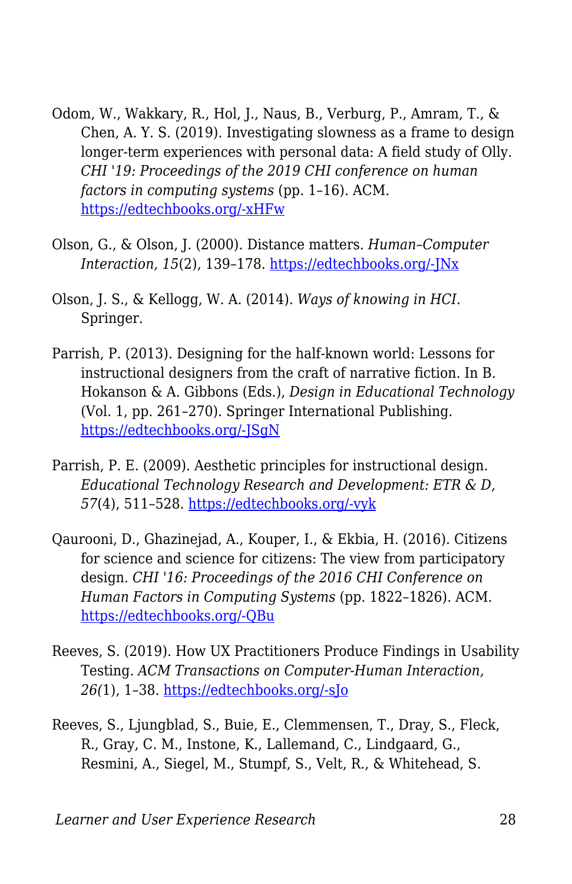Odom, W., Wakkary, R., Hol, J., Naus, B., Verburg, P., Amram, T., & Chen, A. Y. S. (2019). Investigating slowness as a frame to design longer-term experiences with personal data: A field study of Olly. *CHI '19: Proceedings of the 2019 CHI conference on human factors in computing systems* (pp. 1–16). ACM. https://edtechbooks.org/-xHFw

Olson, G., & Olson, J. (2000). Distance matters. *Human–Computer Interaction, 15*(2), 139–178. https://edtechbooks.org/-JNx

Olson, J. S., & Kellogg, W. A. (2014). *Ways of knowing in HCI*. Springer.

Parrish, P. (2013). Designing for the half-known world: Lessons for instructional designers from the craft of narrative fiction. In B. Hokanson & A. Gibbons (Eds.), *Design in Educational Technology* (Vol. 1, pp. 261–270). Springer International Publishing. https://edtechbooks.org/-JSgN

Parrish, P. E. (2009). Aesthetic principles for instructional design. *Educational Technology Research and Development: ETR & D, 57*(4), 511–528. https://edtechbooks.org/-vyk

Qaurooni, D., Ghazinejad, A., Kouper, I., & Ekbia, H. (2016). Citizens for science and science for citizens: The view from participatory design. *CHI '16: Proceedings of the 2016 CHI Conference on Human Factors in Computing Systems* (pp. 1822–1826). ACM. https://edtechbooks.org/-QBu

Reeves, S. (2019). How UX Practitioners Produce Findings in Usability Testing. *ACM Transactions on Computer-Human Interaction, 26(*1), 1–38. https://edtechbooks.org/-sJo

Reeves, S., Ljungblad, S., Buie, E., Clemmensen, T., Dray, S., Fleck, R., Gray, C. M., Instone, K., Lallemand, C., Lindgaard, G., Resmini, A., Siegel, M., Stumpf, S., Velt, R., & Whitehead, S.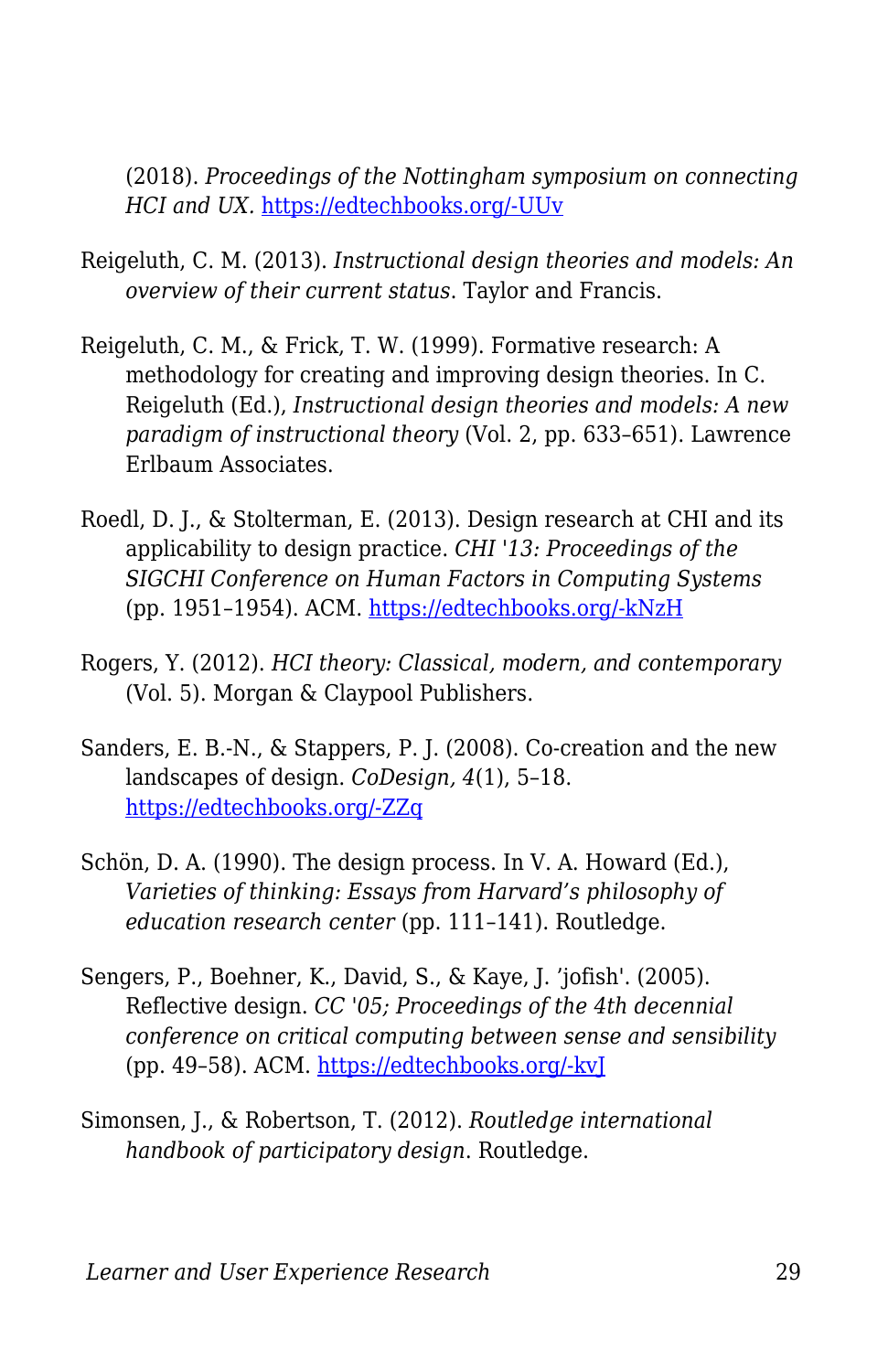(2018). *Proceedings of the Nottingham symposium on connecting HCI and UX.* https://edtechbooks.org/-UUv

Reigeluth, C. M. (2013). *Instructional design theories and models: An overview of their current status*. Taylor and Francis.

Reigeluth, C. M., & Frick, T. W. (1999). Formative research: A methodology for creating and improving design theories. In C. Reigeluth (Ed.), *Instructional design theories and models: A new paradigm of instructional theory* (Vol. 2, pp. 633–651). Lawrence Erlbaum Associates.

Roedl, D. J., & Stolterman, E. (2013). Design research at CHI and its applicability to design practice. *CHI '13: Proceedings of the SIGCHI Conference on Human Factors in Computing Systems* (pp. 1951–1954). ACM. https://edtechbooks.org/-kNzH

Rogers, Y. (2012). *HCI theory: Classical, modern, and contemporary* (Vol. 5). Morgan & Claypool Publishers.

Sanders, E. B.-N., & Stappers, P. J. (2008). Co-creation and the new landscapes of design. *CoDesign, 4*(1), 5–18. https://edtechbooks.org/-ZZq

Schön, D. A. (1990). The design process. In V. A. Howard (Ed.), *Varieties of thinking: Essays from Harvard's philosophy of education research center* (pp. 111–141). Routledge.

Sengers, P., Boehner, K., David, S., & Kaye, J. 'jofish'. (2005). Reflective design. *CC '05; Proceedings of the 4th decennial conference on critical computing between sense and sensibility* (pp. 49–58). ACM. https://edtechbooks.org/-kvJ

Simonsen, J., & Robertson, T. (2012). *Routledge international handbook of participatory design*. Routledge.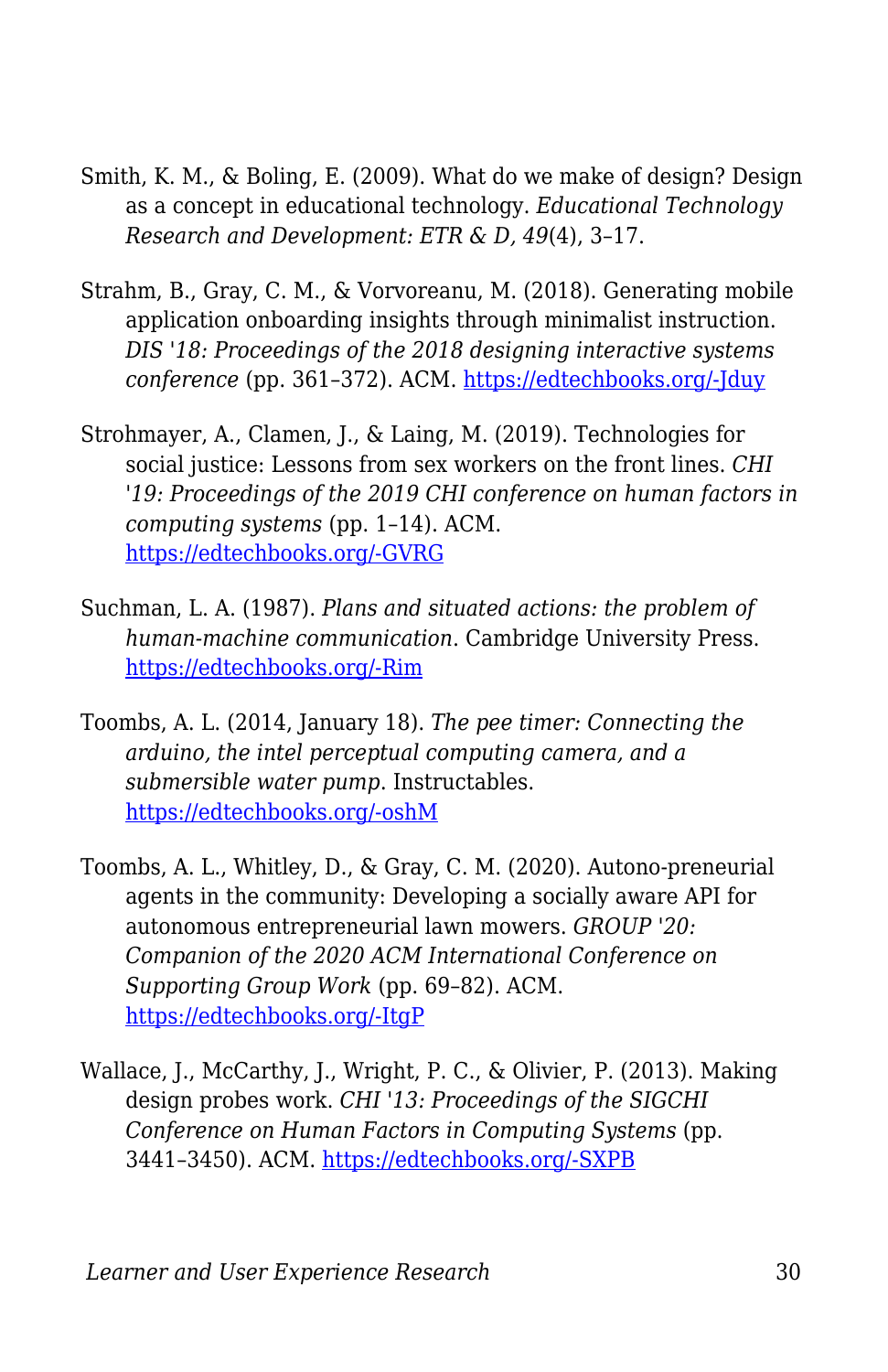Smith, K. M., & Boling, E. (2009). What do we make of design? Design as a concept in educational technology. *Educational Technology Research and Development: ETR & D, 49*(4), 3–17.

Strahm, B., Gray, C. M., & Vorvoreanu, M. (2018). Generating mobile application onboarding insights through minimalist instruction. *DIS '18: Proceedings of the 2018 designing interactive systems conference* (pp. 361–372). ACM. [https://edtechbooks.org/-Jduy](https://edtechbooks.org/-Jduy)

Strohmayer, A., Clamen, J., & Laing, M. (2019). Technologies for social justice: Lessons from sex workers on the front lines. *CHI '19: Proceedings of the 2019 CHI conference on human factors in computing systems* (pp. 1–14). ACM. [https://edtechbooks.org/-GVRG](https://edtechbooks.org/-GVRG)

Suchman, L. A. (1987). *Plans and situated actions: the problem of human-machine communication*. Cambridge University Press. [https://edtechbooks.org/-Rim](https://edtechbooks.org/-Rim)

Toombs, A. L. (2014, January 18). *The pee timer: Connecting the arduino, the intel perceptual computing camera, and a submersible water pump*. Instructables. [https://edtechbooks.org/-oshM](https://edtechbooks.org/-oshM)

Toombs, A. L., Whitley, D., & Gray, C. M. (2020). Autono-preneurial agents in the community: Developing a socially aware API for autonomous entrepreneurial lawn mowers. *GROUP '20: Companion of the 2020 ACM International Conference on Supporting Group Work* (pp. 69–82). ACM. [https://edtechbooks.org/-ItgP](https://edtechbooks.org/-ItgP)

Wallace, J., McCarthy, J., Wright, P. C., & Olivier, P. (2013). Making design probes work. *CHI '13: Proceedings of the SIGCHI Conference on Human Factors in Computing Systems* (pp. 3441–3450). ACM. [https://edtechbooks.org/-SXPB](https://edtechbooks.org/-SXPB)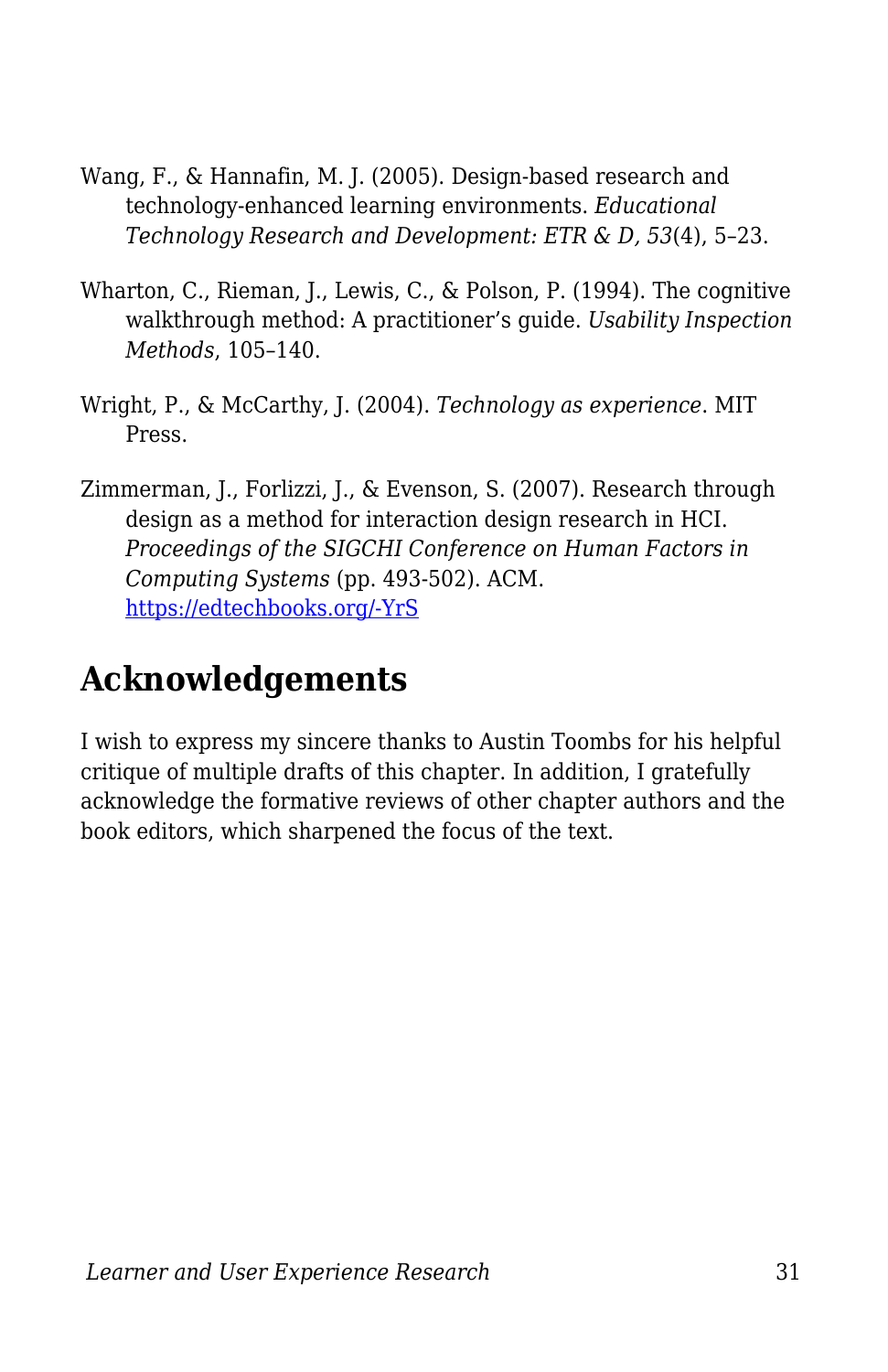Wang, F., & Hannafin, M. J. (2005). Design-based research and technology-enhanced learning environments. *Educational Technology Research and Development: ETR & D, 53*(4), 5–23.

Wharton, C., Rieman, J., Lewis, C., & Polson, P. (1994). The cognitive walkthrough method: A practitioner's guide. *Usability Inspection Methods*, 105–140.

Wright, P., & McCarthy, J. (2004). *Technology as experience*. MIT Press.

Zimmerman, J., Forlizzi, J., & Evenson, S. (2007). Research through design as a method for interaction design research in HCI. *Proceedings of the SIGCHI Conference on Human Factors in Computing Systems* (pp. 493-502). ACM. [https://edtechbooks.org/-YrS](https://edtechbooks.org/-YrS)

## Acknowledgements

I wish to express my sincere thanks to Austin Toombs for his helpful critique of multiple drafts of this chapter. In addition, I gratefully acknowledge the formative reviews of other chapter authors and the book editors, which sharpened the focus of the text.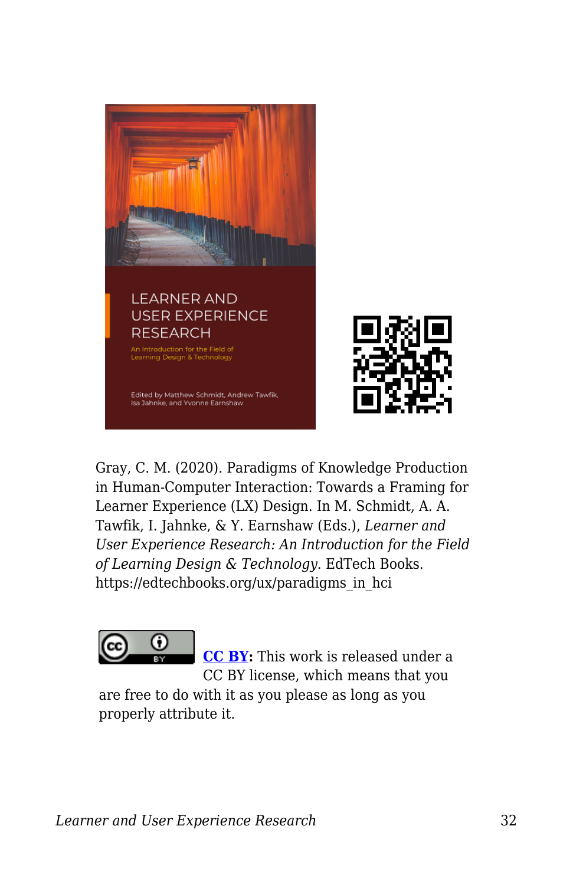Gray, C. M. (2020). Paradigms of Knowledge Production in Human-Computer Interaction: Towards a Framing for Learner Experience (LX) Design. In M. Schmidt, A. A. Tawfik, I. Jahnke, & Y. Earnshaw (Eds.), *Learner and User Experience Research: An Introduction for the Field of Learning Design & Technology*. EdTech Books. https://edtechbooks.org/ux/paradigms_in_hci

**CC BY:** This work is released under a CC BY license, which means that you are free to do with it as you please as long as you properly attribute it.